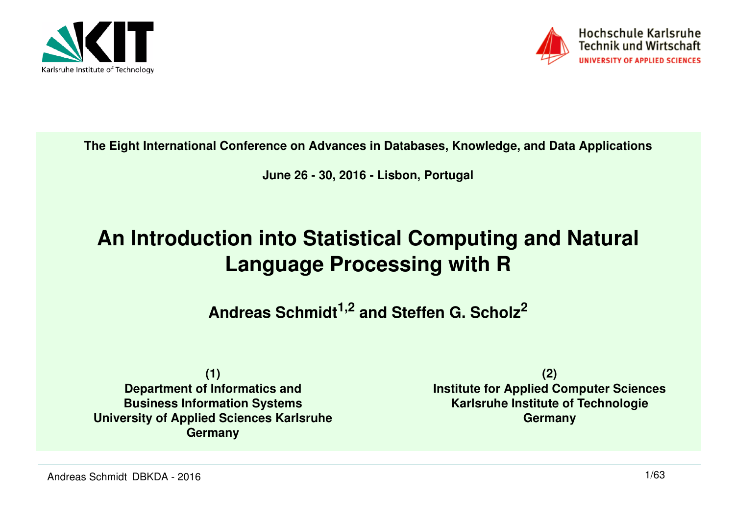Karlsruhe Institute of Technology

Hochschule Karlsruhe Technik und Wirtschaft
UNIVERSITY OF APPLIED SCIENCES

**The Eight International Conference on Advances in Databases, Knowledge, and Data Applications**

**June 26 - 30, 2016 - Lisbon, Portugal**

# An Introduction into Statistical Computing and Natural Language Processing with R

**Andreas Schmidt[1,2] and Steffen G. Scholz[2]**

**(1)**
**Department of Informatics and**
**Business Information Systems**
**University of Applied Sciences Karlsruhe**
**Germany**

**(2)**
**Institute for Applied Computer Sciences**
**Karlsruhe Institute of Technologie**
**Germany**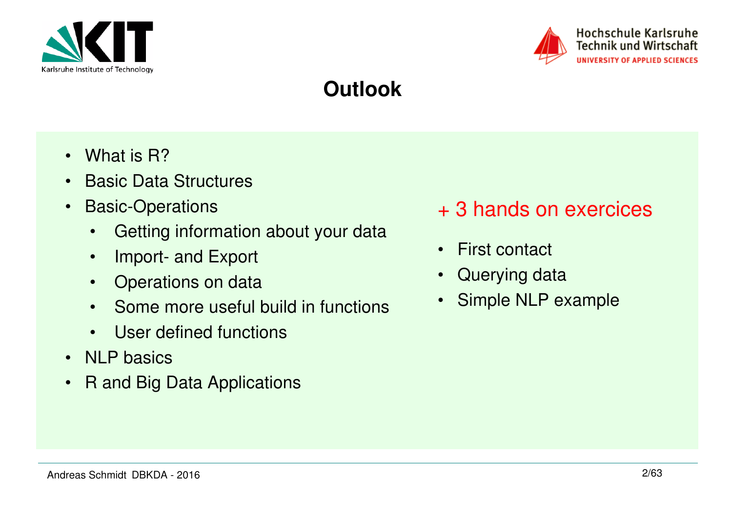# Outlook

- What is R?
- Basic Data Structures
- Basic-Operations
  - Getting information about your data
  - Import- and Export
  - Operations on data
  - Some more useful build in functions
  - User defined functions
- NLP basics
- R and Big Data Applications

+ 3 hands on exercices

- First contact
- Querying data
- Simple NLP example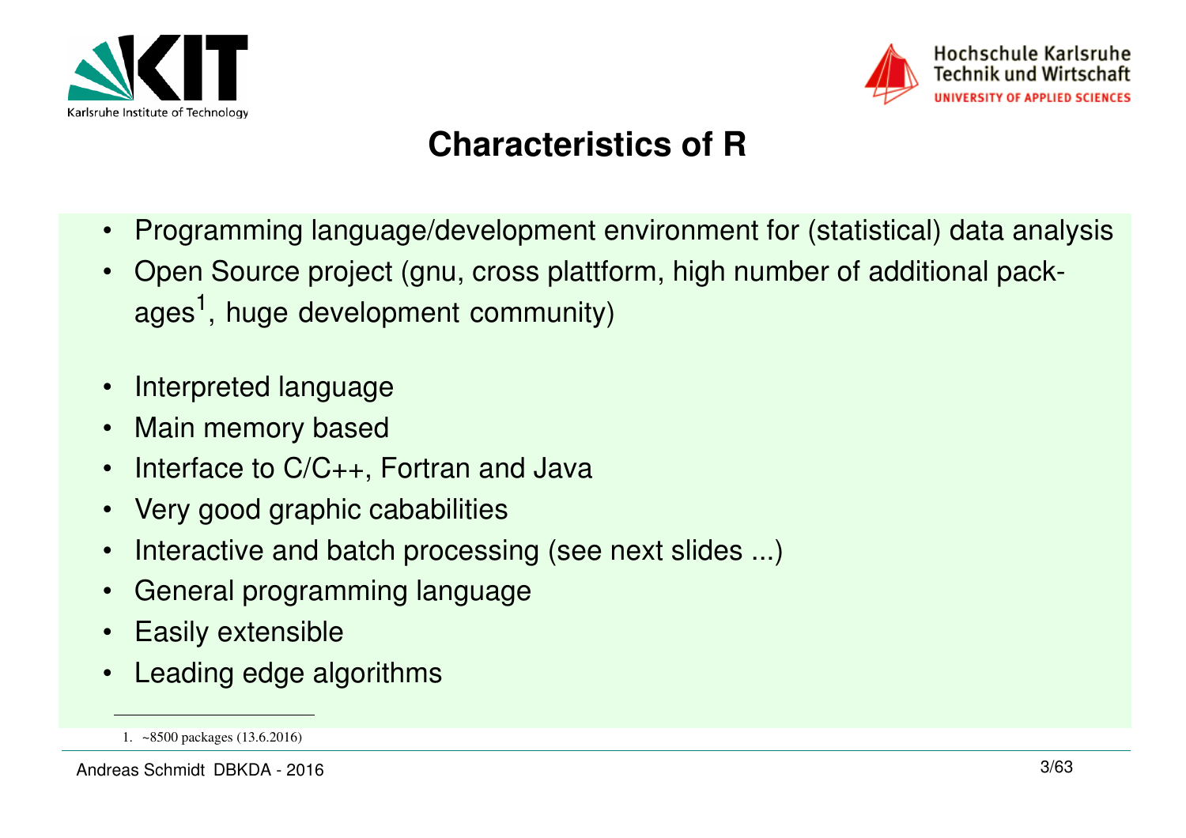# Characteristics of R

- Programming language/development environment for (statistical) data analysis
- Open Source project (gnu, cross plattform, high number of additional packages[1], huge development community)

- Interpreted language
- Main memory based
- Interface to C/C++, Fortran and Java
- Very good graphic cababilities
- Interactive and batch processing (see next slides ...)
- General programming language
- Easily extensible
- Leading edge algorithms

---

1. ~8500 packages (13.6.2016)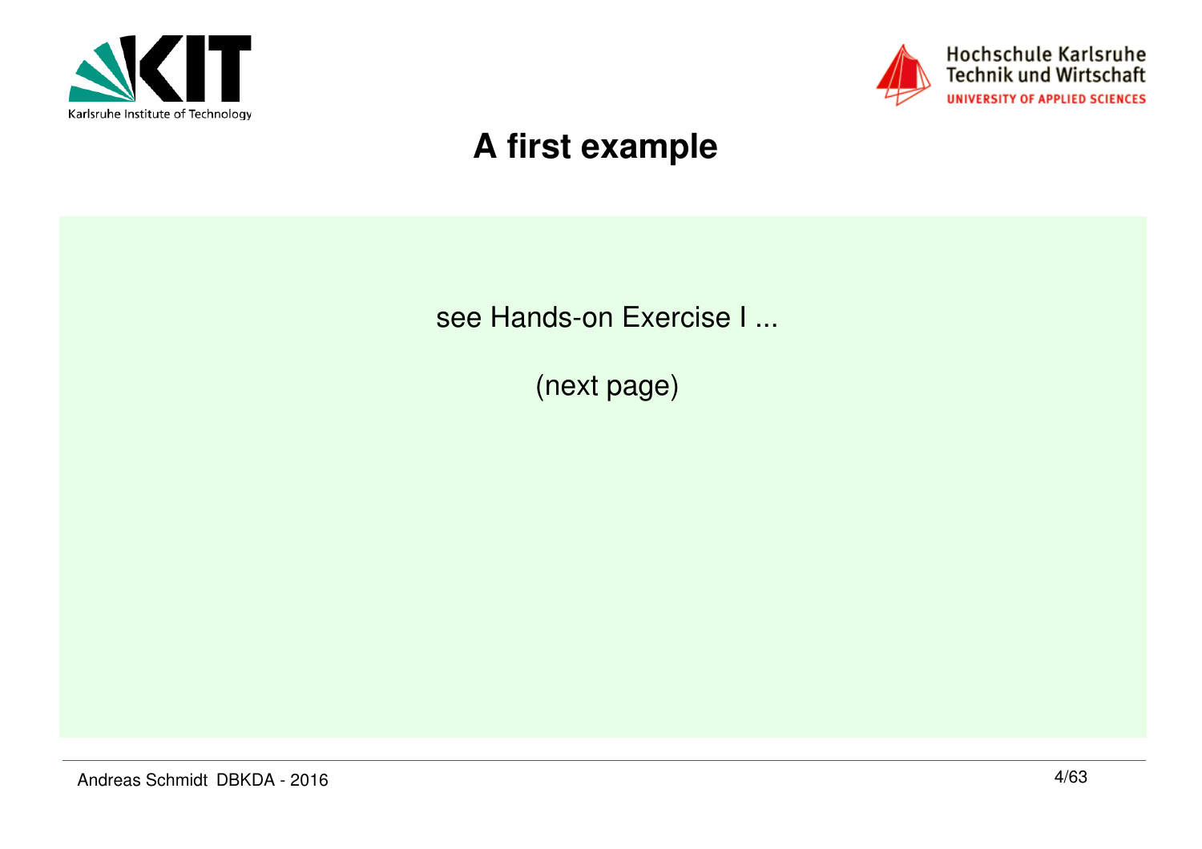# A first example

see Hands-on Exercise I ...

(next page)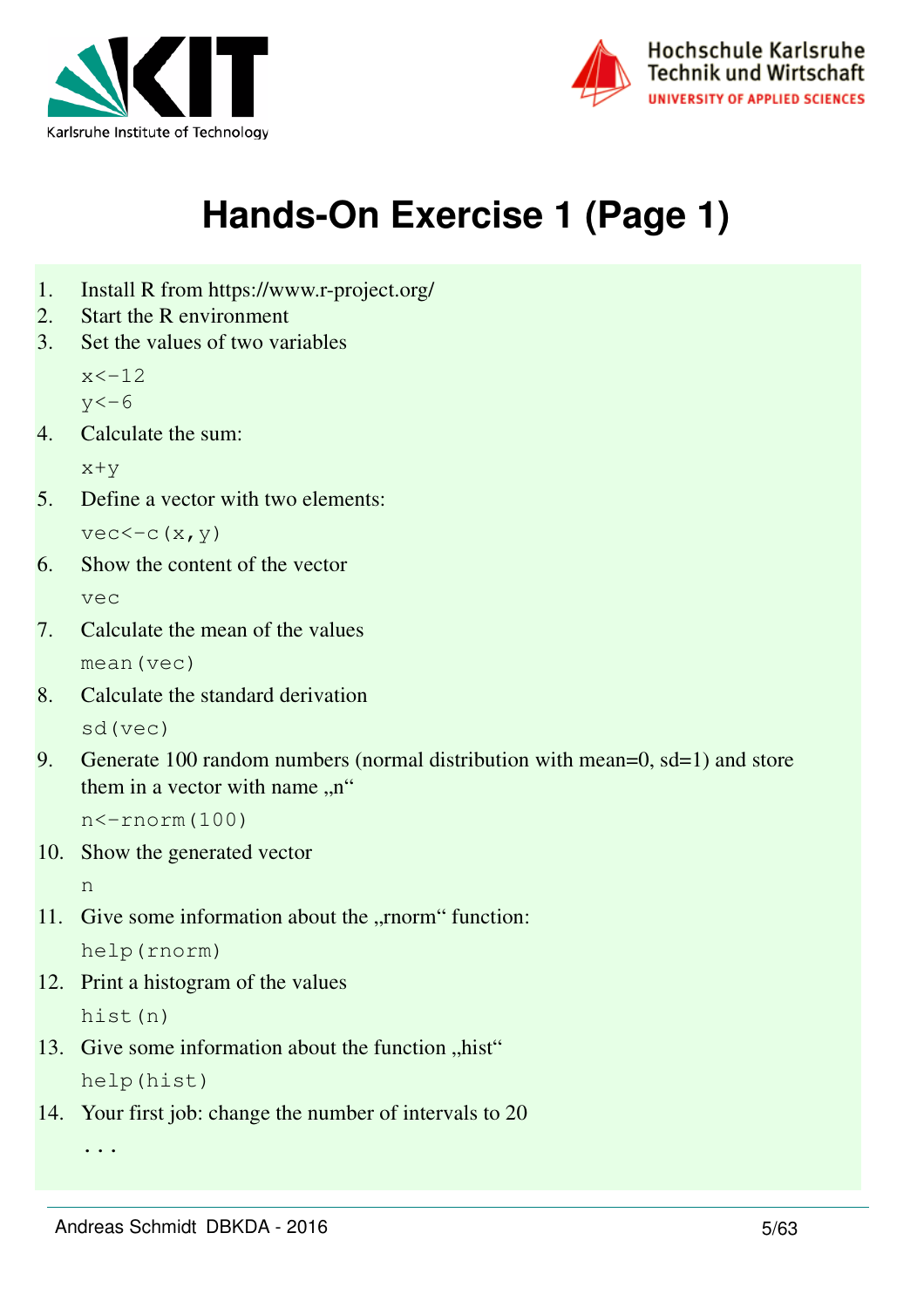# Hands-On Exercise 1 (Page 1)

1. Install R from https://www.r-project.org/
2. Start the R environment
3. Set the values of two variables
   ```
   x<-12
   y<-6
   ```
4. Calculate the sum:
   ```
   x+y
   ```
5. Define a vector with two elements:
   ```
   vec<-c(x,y)
   ```
6. Show the content of the vector
   ```
   vec
   ```
7. Calculate the mean of the values
   ```
   mean(vec)
   ```
8. Calculate the standard derivation
   ```
   sd(vec)
   ```
9. Generate 100 random numbers (normal distribution with mean=0, sd=1) and store them in a vector with name „n“
   ```
   n<-rnorm(100)
   ```
10. Show the generated vector
    ```
    n
    ```
11. Give some information about the „rnorm“ function:
    ```
    help(rnorm)
    ```
12. Print a histogram of the values
    ```
    hist(n)
    ```
13. Give some information about the function „hist“
    ```
    help(hist)
    ```
14. Your first job: change the number of intervals to 20
    ```
    ...
    ```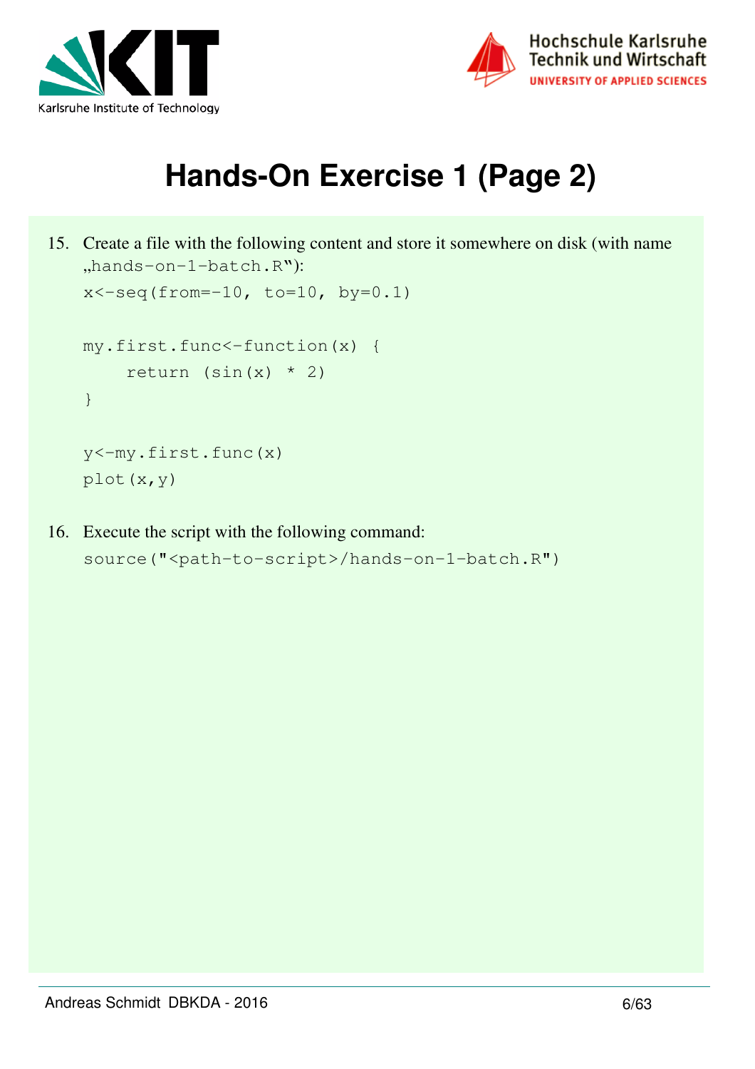# Hands-On Exercise 1 (Page 2)

15. Create a file with the following content and store it somewhere on disk (with name „`hands-on-1-batch.R`“):

```
x<-seq(from=-10, to=10, by=0.1)

my.first.func<-function(x) {
    return (sin(x) * 2)
}

y<-my.first.func(x)
plot(x,y)
```

16. Execute the script with the following command:

```
source("<path-to-script>/hands-on-1-batch.R")
```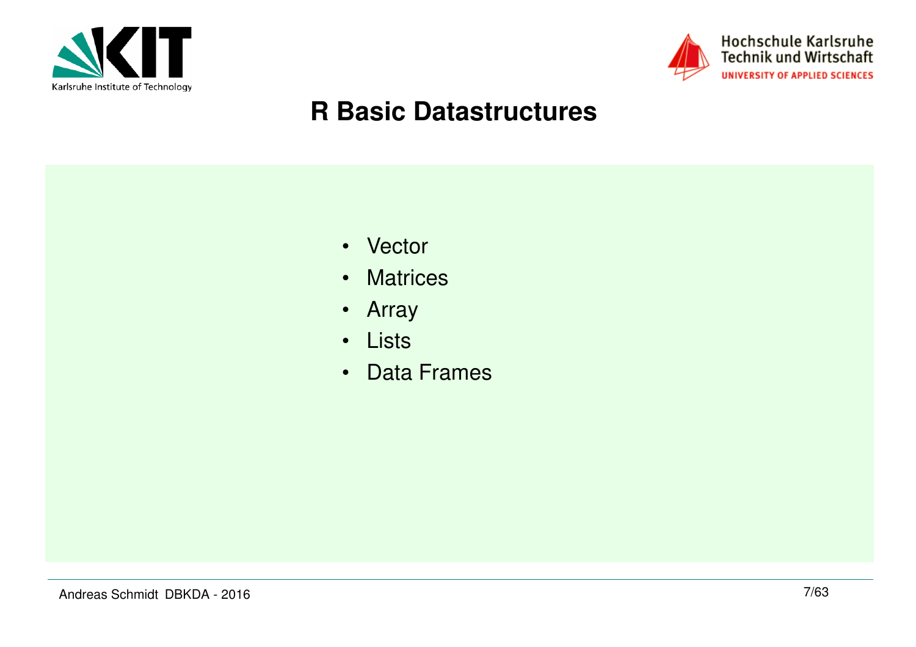# R Basic Datastructures

- Vector
- Matrices
- Array
- Lists
- Data Frames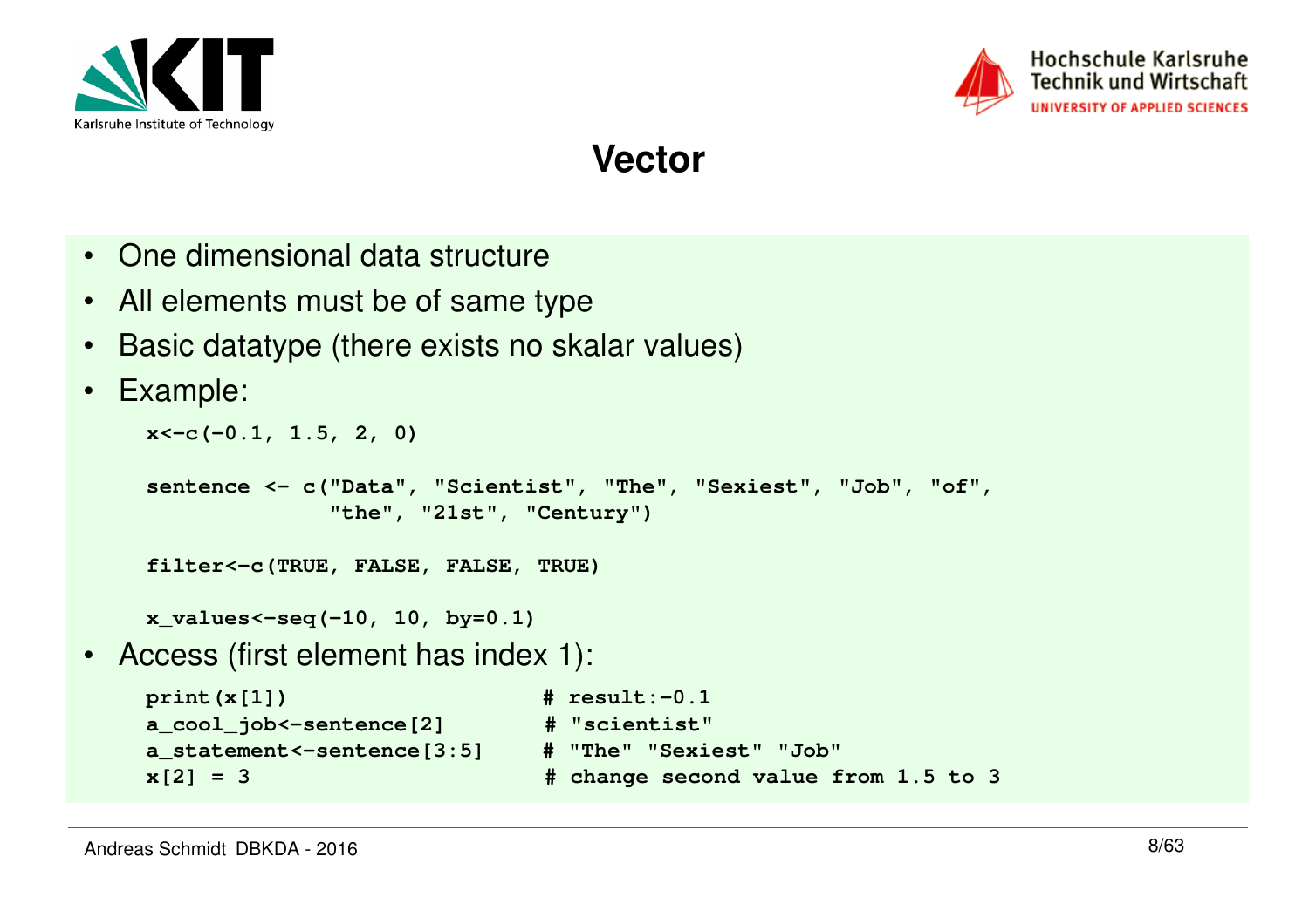# Vector

- One dimensional data structure
- All elements must be of same type
- Basic datatype (there exists no skalar values)
- Example:

```
x<-c(-0.1, 1.5, 2, 0)

sentence <- c("Data", "Scientist", "The", "Sexiest", "Job", "of",
              "the", "21st", "Century")

filter<-c(TRUE, FALSE, FALSE, TRUE)

x_values<-seq(-10, 10, by=0.1)
```

- Access (first element has index 1):

```
print(x[1])                    # result:-0.1
a_cool_job<-sentence[2]        # "scientist"
a_statement<-sentence[3:5]     # "The" "Sexiest" "Job"
x[2] = 3                       # change second value from 1.5 to 3
```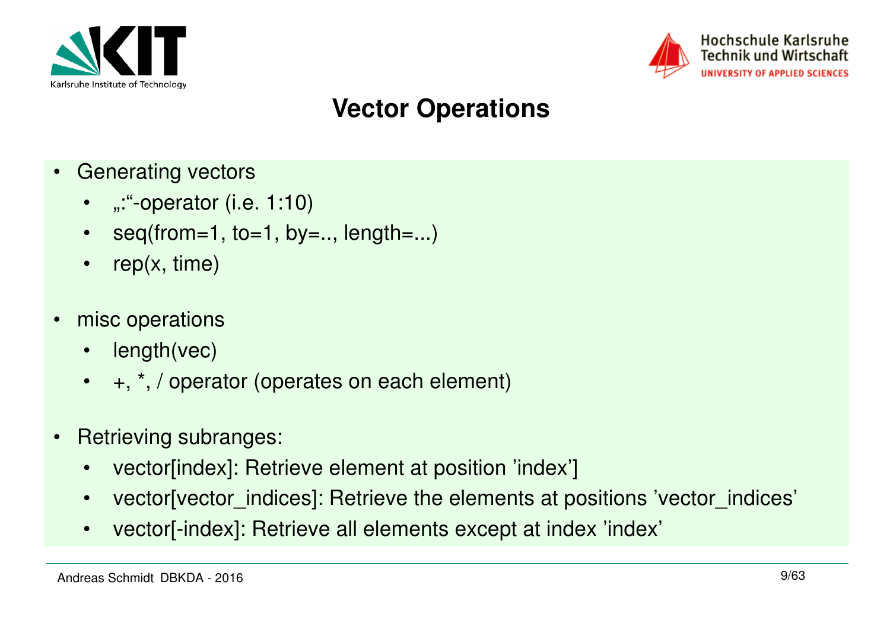# Vector Operations

- Generating vectors
  - „:“-operator (i.e. 1:10)
  - seq(from=1, to=1, by=.., length=...)
  - rep(x, time)
- misc operations
  - length(vec)
  - +, *, / operator (operates on each element)
- Retrieving subranges:
  - vector[index]: Retrieve element at position ’index’]
  - vector[vector_indices]: Retrieve the elements at positions ’vector_indices’
  - vector[-index]: Retrieve all elements except at index ’index’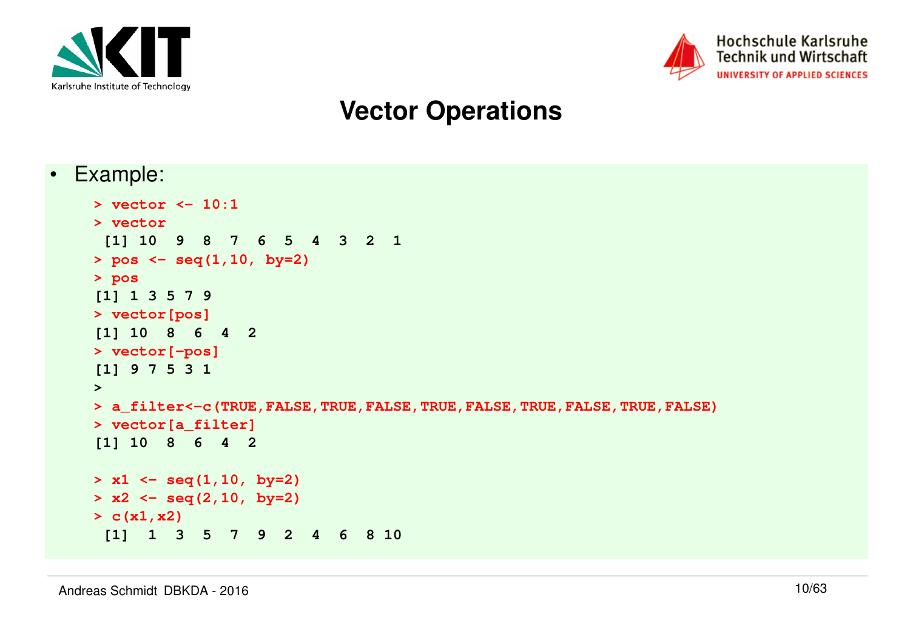# Vector Operations

- Example:

```
> vector <- 10:1
> vector
 [1] 10  9  8  7  6  5  4  3  2  1
> pos <- seq(1,10, by=2)
> pos
[1] 1 3 5 7 9
> vector[pos]
[1] 10  8  6  4  2
> vector[-pos]
[1] 9 7 5 3 1
>
> a_filter<-c(TRUE,FALSE,TRUE,FALSE,TRUE,FALSE,TRUE,FALSE,TRUE,FALSE)
> vector[a_filter]
[1] 10  8  6  4  2

> x1 <- seq(1,10, by=2)
> x2 <- seq(2,10, by=2)
> c(x1,x2)
 [1]  1  3  5  7  9  2  4  6  8 10
```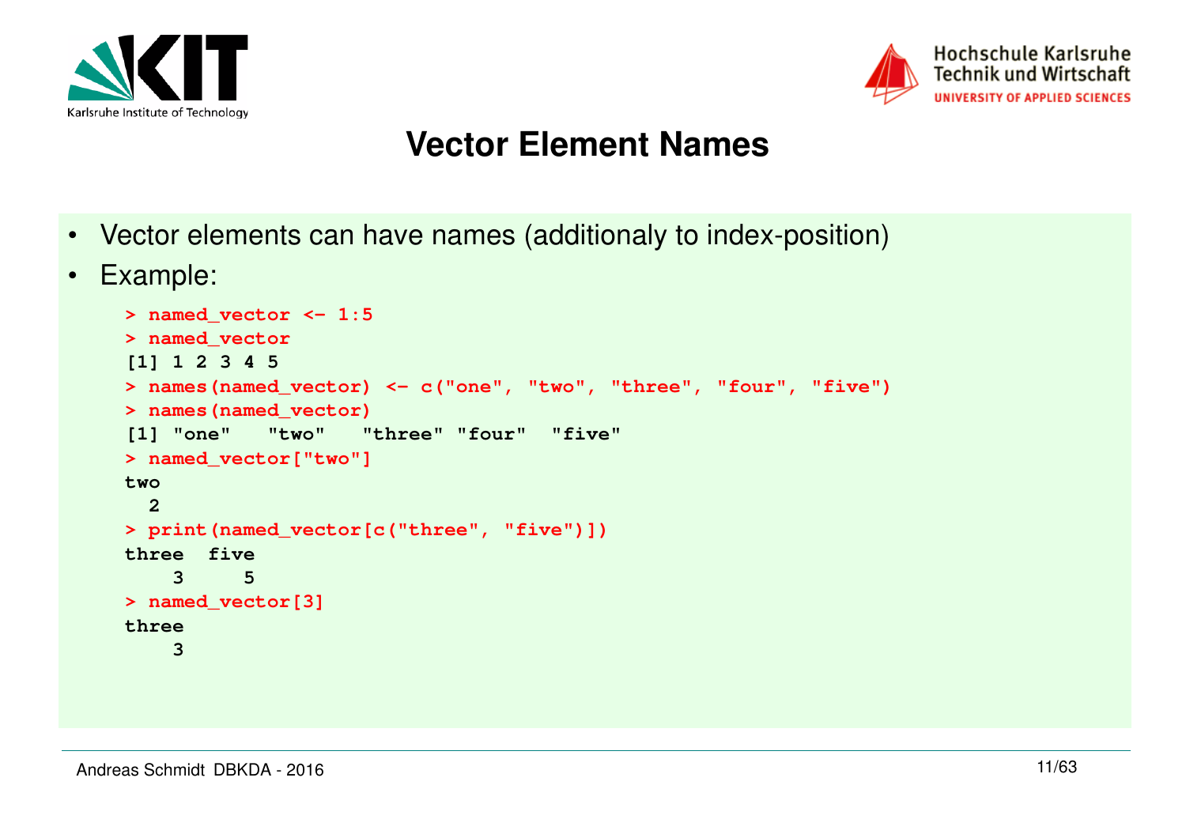# Vector Element Names

- Vector elements can have names (additionaly to index-position)
- Example:

```
> named_vector <- 1:5
> named_vector
[1] 1 2 3 4 5
> names(named_vector) <- c("one", "two", "three", "four", "five")
> names(named_vector)
[1] "one"   "two"   "three" "four"  "five"
> named_vector["two"]
two
  2
> print(named_vector[c("three", "five")])
three  five
    3     5
> named_vector[3]
three
    3
```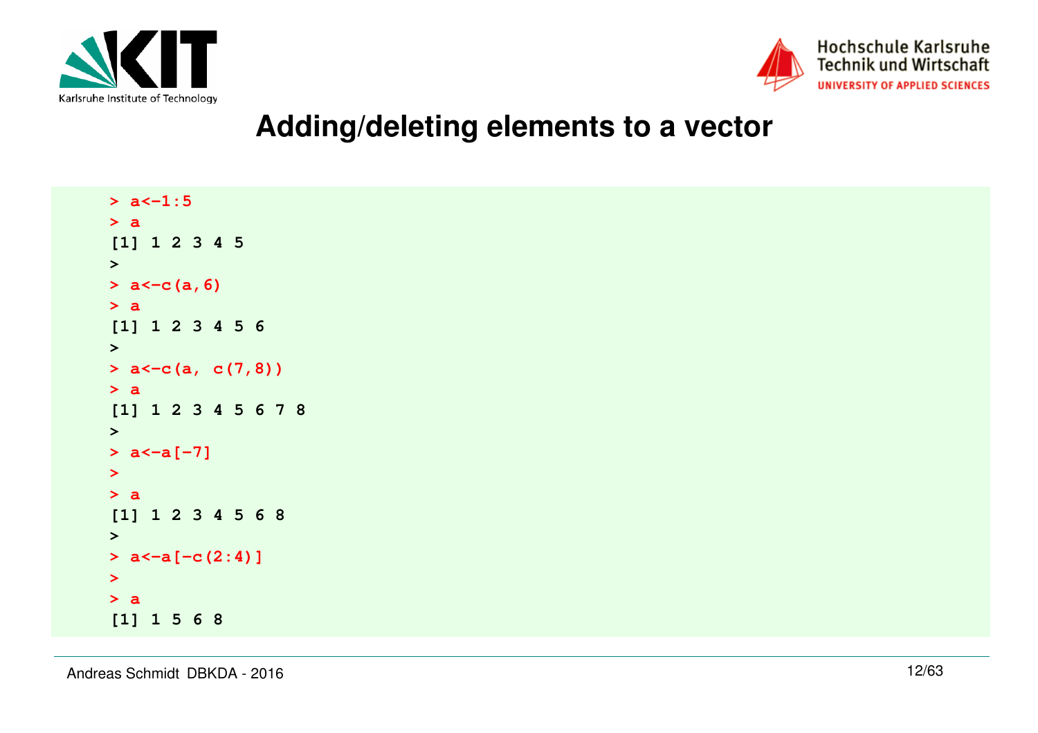# Adding/deleting elements to a vector

```
> a<-1:5
> a
[1] 1 2 3 4 5
>
> a<-c(a,6)
> a
[1] 1 2 3 4 5 6
>
> a<-c(a, c(7,8))
> a
[1] 1 2 3 4 5 6 7 8
>
> a<-a[-7]
>
> a
[1] 1 2 3 4 5 6 8
>
> a<-a[-c(2:4)]
>
> a
[1] 1 5 6 8
```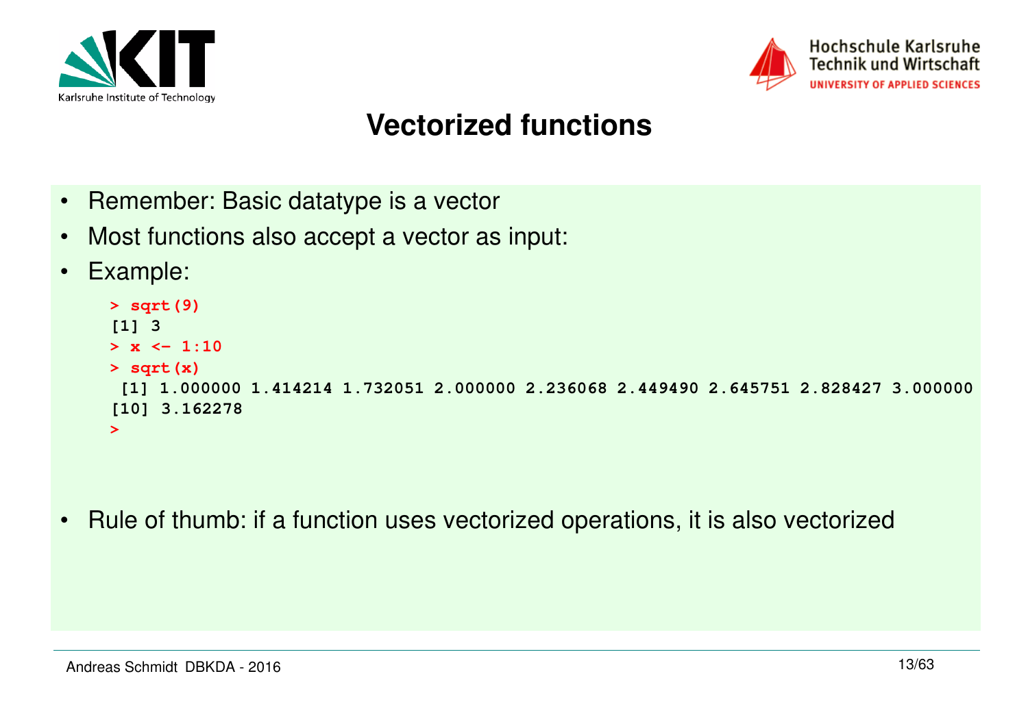# Vectorized functions

- Remember: Basic datatype is a vector
- Most functions also accept a vector as input:
- Example:

```
> sqrt(9)
[1] 3
> x <- 1:10
> sqrt(x)
 [1] 1.000000 1.414214 1.732051 2.000000 2.236068 2.449490 2.645751 2.828427 3.000000
[10] 3.162278
>
```

- Rule of thumb: if a function uses vectorized operations, it is also vectorized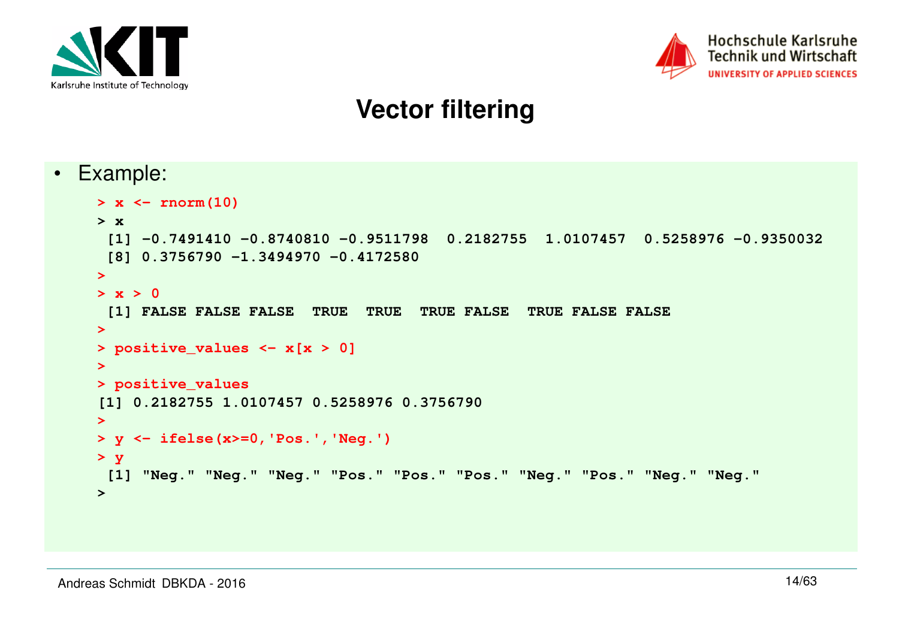# Vector filtering

- Example:

```
> x <- rnorm(10)
> x
 [1] -0.7491410 -0.8740810 -0.9511798  0.2182755  1.0107457  0.5258976 -0.9350032
 [8] 0.3756790 -1.3494970 -0.4172580
>
> x > 0
 [1] FALSE FALSE FALSE  TRUE  TRUE  TRUE FALSE  TRUE FALSE FALSE
>
> positive_values <- x[x > 0]
>
> positive_values
[1] 0.2182755 1.0107457 0.5258976 0.3756790
>
> y <- ifelse(x>=0,'Pos.','Neg.')
> y
 [1] "Neg." "Neg." "Neg." "Pos." "Pos." "Pos." "Neg." "Pos." "Neg." "Neg."
>
```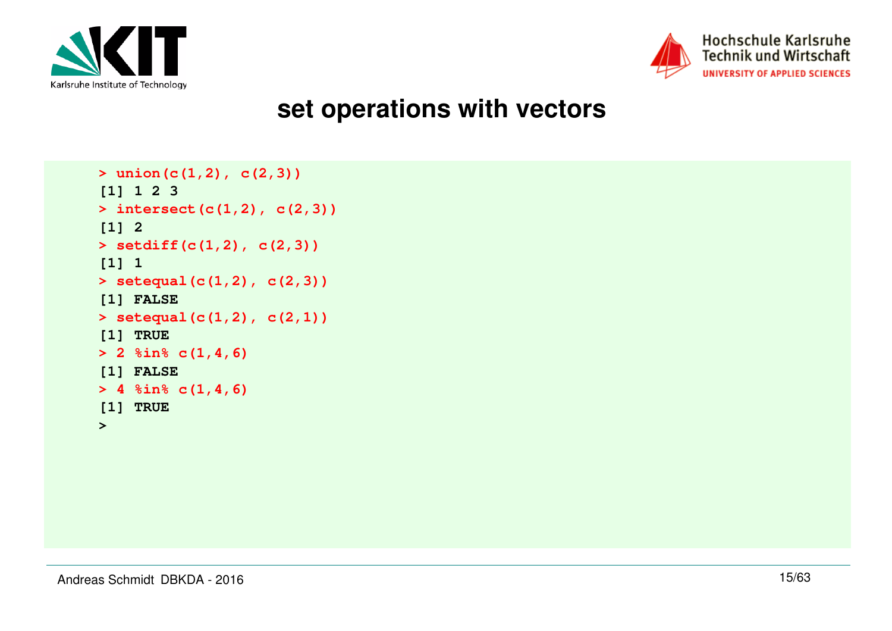# set operations with vectors

```
> union(c(1,2), c(2,3))
[1] 1 2 3
> intersect(c(1,2), c(2,3))
[1] 2
> setdiff(c(1,2), c(2,3))
[1] 1
> setequal(c(1,2), c(2,3))
[1] FALSE
> setequal(c(1,2), c(2,1))
[1] TRUE
> 2 %in% c(1,4,6)
[1] FALSE
> 4 %in% c(1,4,6)
[1] TRUE
>
```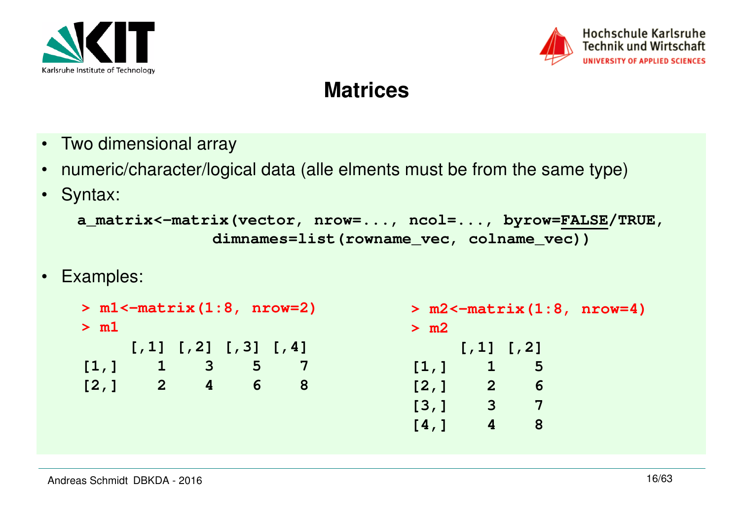# Matrices

- Two dimensional array
- numeric/character/logical data (alle elments must be from the same type)
- Syntax:

```
a_matrix<-matrix(vector, nrow=..., ncol=..., byrow=FALSE/TRUE,
             dimnames=list(rowname_vec, colname_vec))
```

- Examples:

```
> m1<-matrix(1:8, nrow=2)
> m1
     [,1] [,2] [,3] [,4]
[1,]    1    3    5    7
[2,]    2    4    6    8
```

```
> m2<-matrix(1:8, nrow=4)
> m2
     [,1] [,2]
[1,]    1    5
[2,]    2    6
[3,]    3    7
[4,]    4    8
```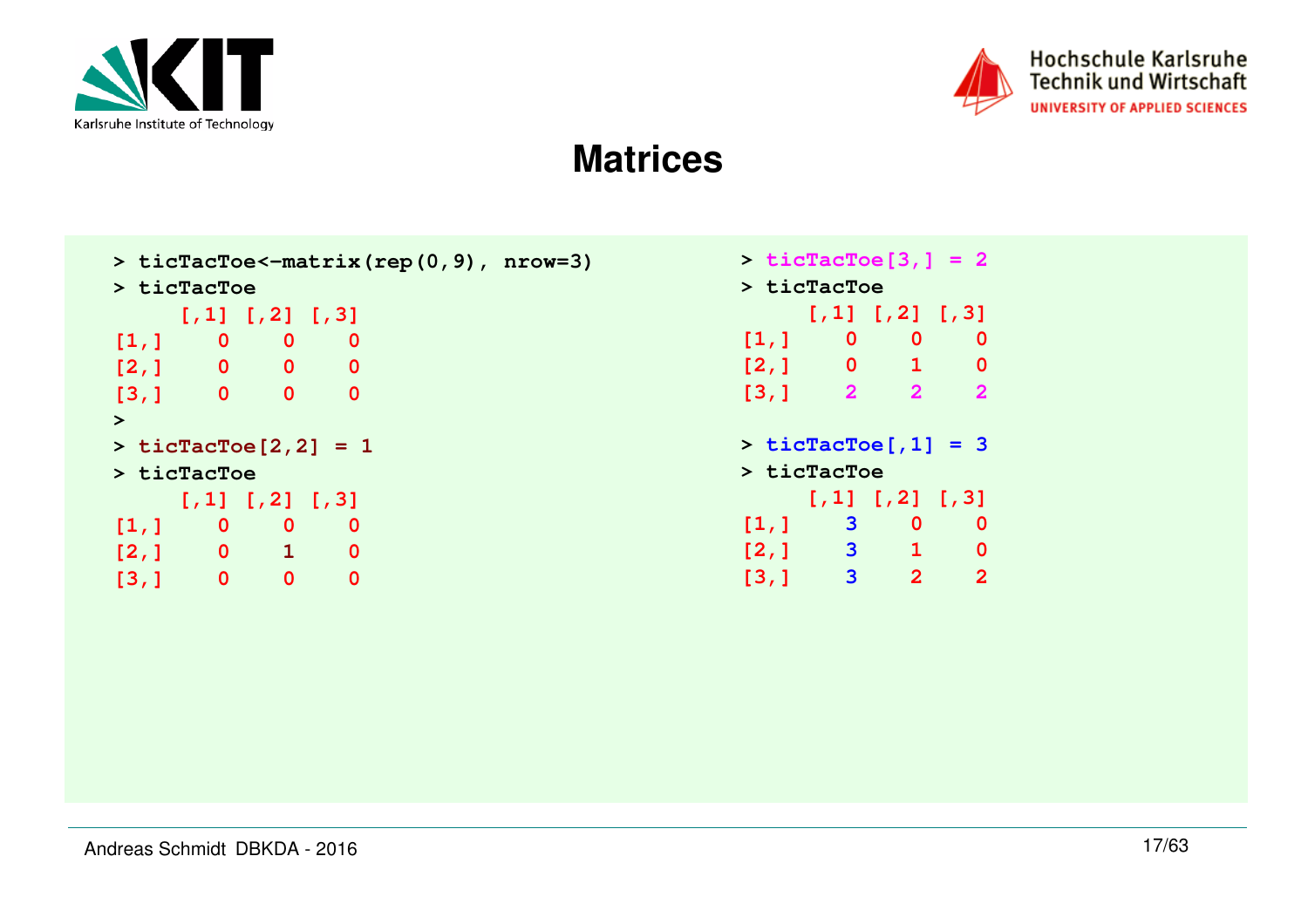# Matrices

```
> ticTacToe<-matrix(rep(0,9), nrow=3)
> ticTacToe
     [,1] [,2] [,3]
[1,]    0    0    0
[2,]    0    0    0
[3,]    0    0    0
>
> ticTacToe[2,2] = 1
> ticTacToe
     [,1] [,2] [,3]
[1,]    0    0    0
[2,]    0    1    0
[3,]    0    0    0
```

```
> ticTacToe[3,] = 2
> ticTacToe
     [,1] [,2] [,3]
[1,]    0    0    0
[2,]    0    1    0
[3,]    2    2    2

> ticTacToe[,1] = 3
> ticTacToe
     [,1] [,2] [,3]
[1,]    3    0    0
[2,]    3    1    0
[3,]    3    2    2
```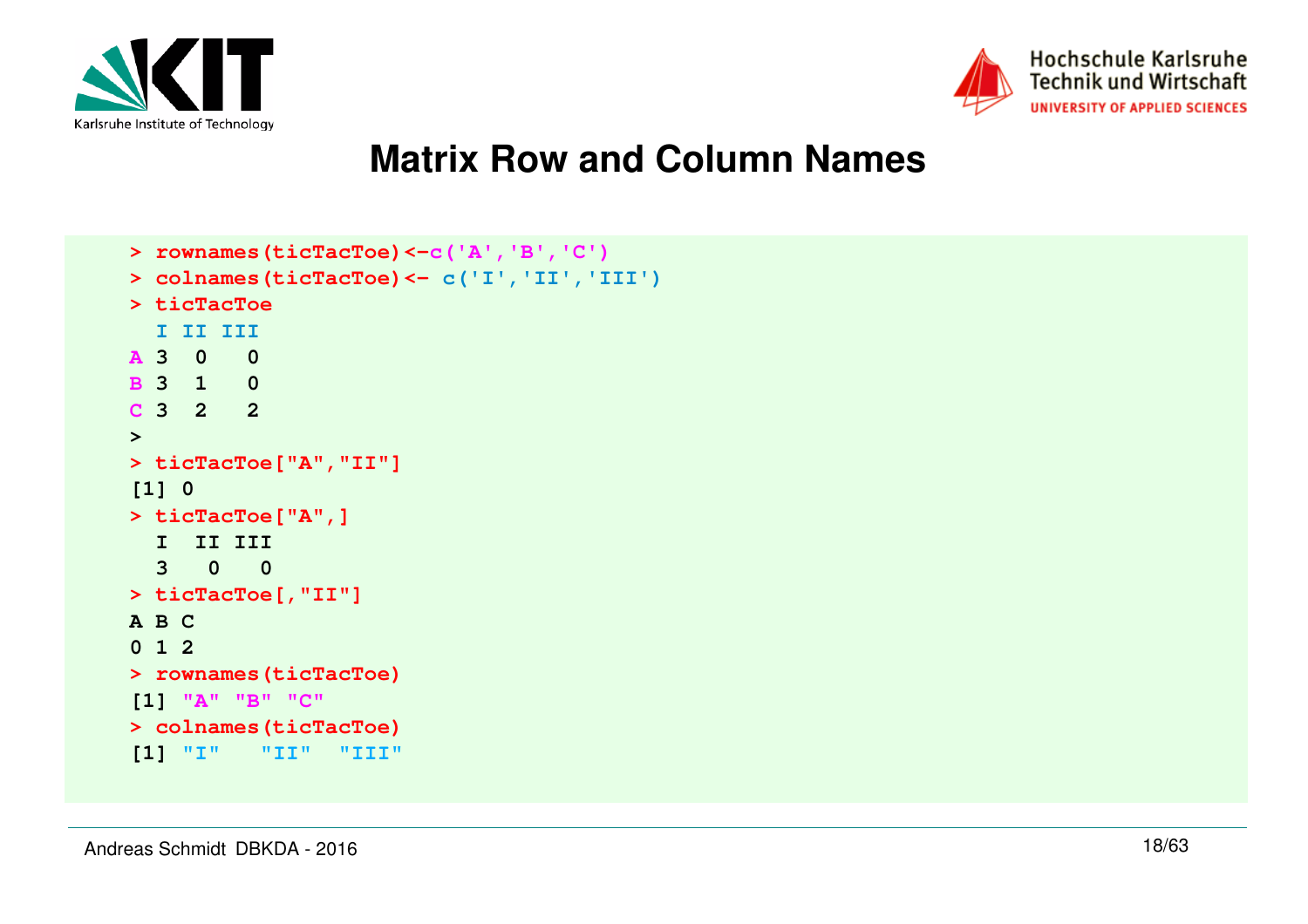# Matrix Row and Column Names

```
> rownames(ticTacToe)<-c('A','B','C')
> colnames(ticTacToe)<- c('I','II','III')
> ticTacToe
  I II III
A 3  0   0
B 3  1   0
C 3  2   2
>
> ticTacToe["A","II"]
[1] 0
> ticTacToe["A",]
  I  II III
  3   0   0
> ticTacToe[,"II"]
A B C
0 1 2
> rownames(ticTacToe)
[1] "A" "B" "C"
> colnames(ticTacToe)
[1] "I"   "II"  "III"
```

Andreas Schmidt DBKDA - 2016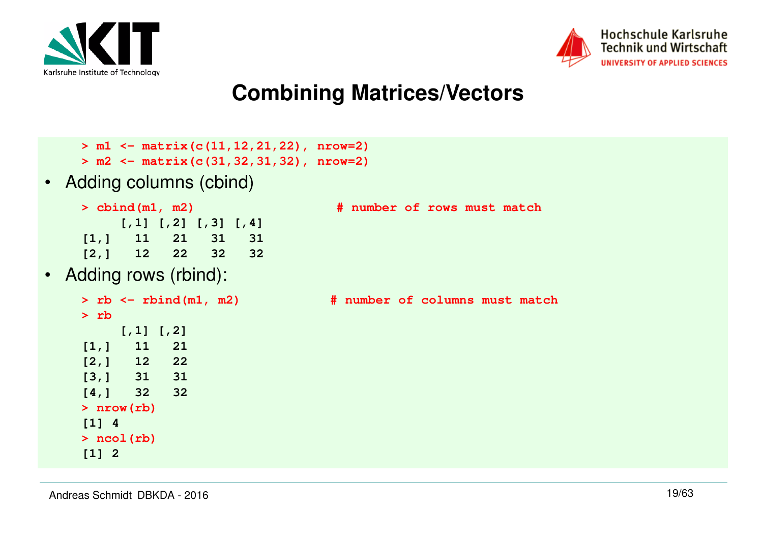# Combining Matrices/Vectors

```
> m1 <- matrix(c(11,12,21,22), nrow=2)
> m2 <- matrix(c(31,32,31,32), nrow=2)
```

- Adding columns (cbind)

```
> cbind(m1, m2)                    # number of rows must match
     [,1] [,2] [,3] [,4]
[1,]   11   21   31   31
[2,]   12   22   32   32
```

- Adding rows (rbind):

```
> rb <- rbind(m1, m2)              # number of columns must match
> rb
     [,1] [,2]
[1,]   11   21
[2,]   12   22
[3,]   31   31
[4,]   32   32
> nrow(rb)
[1] 4
> ncol(rb)
[1] 2
```

Andreas Schmidt DBKDA - 2016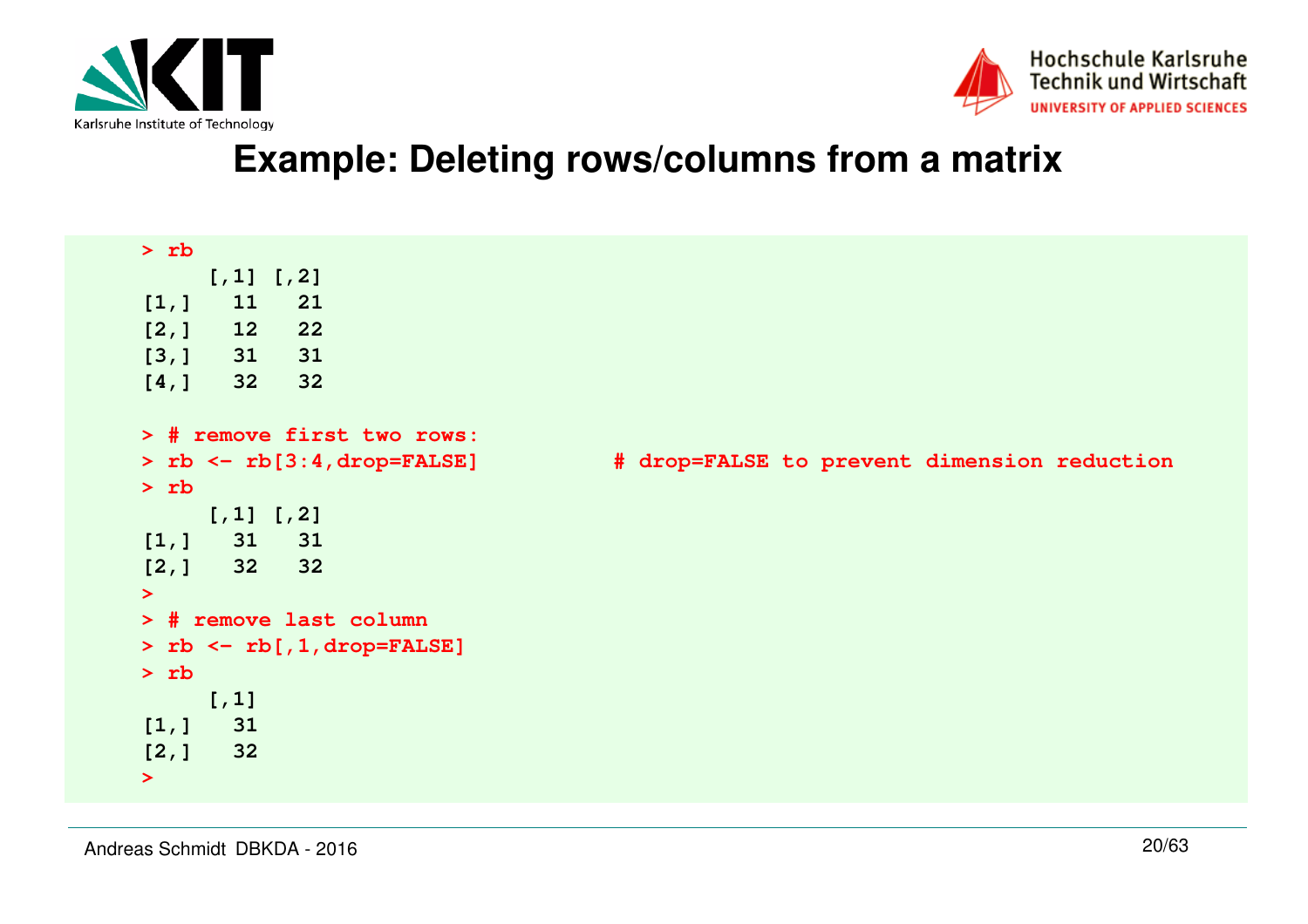# Example: Deleting rows/columns from a matrix

```
> rb
     [,1] [,2]
[1,]   11   21
[2,]   12   22
[3,]   31   31
[4,]   32   32

> # remove first two rows:
> rb <- rb[3:4,drop=FALSE]          # drop=FALSE to prevent dimension reduction
> rb
     [,1] [,2]
[1,]   31   31
[2,]   32   32
>
> # remove last column
> rb <- rb[,1,drop=FALSE]
> rb
     [,1]
[1,]   31
[2,]   32
>
```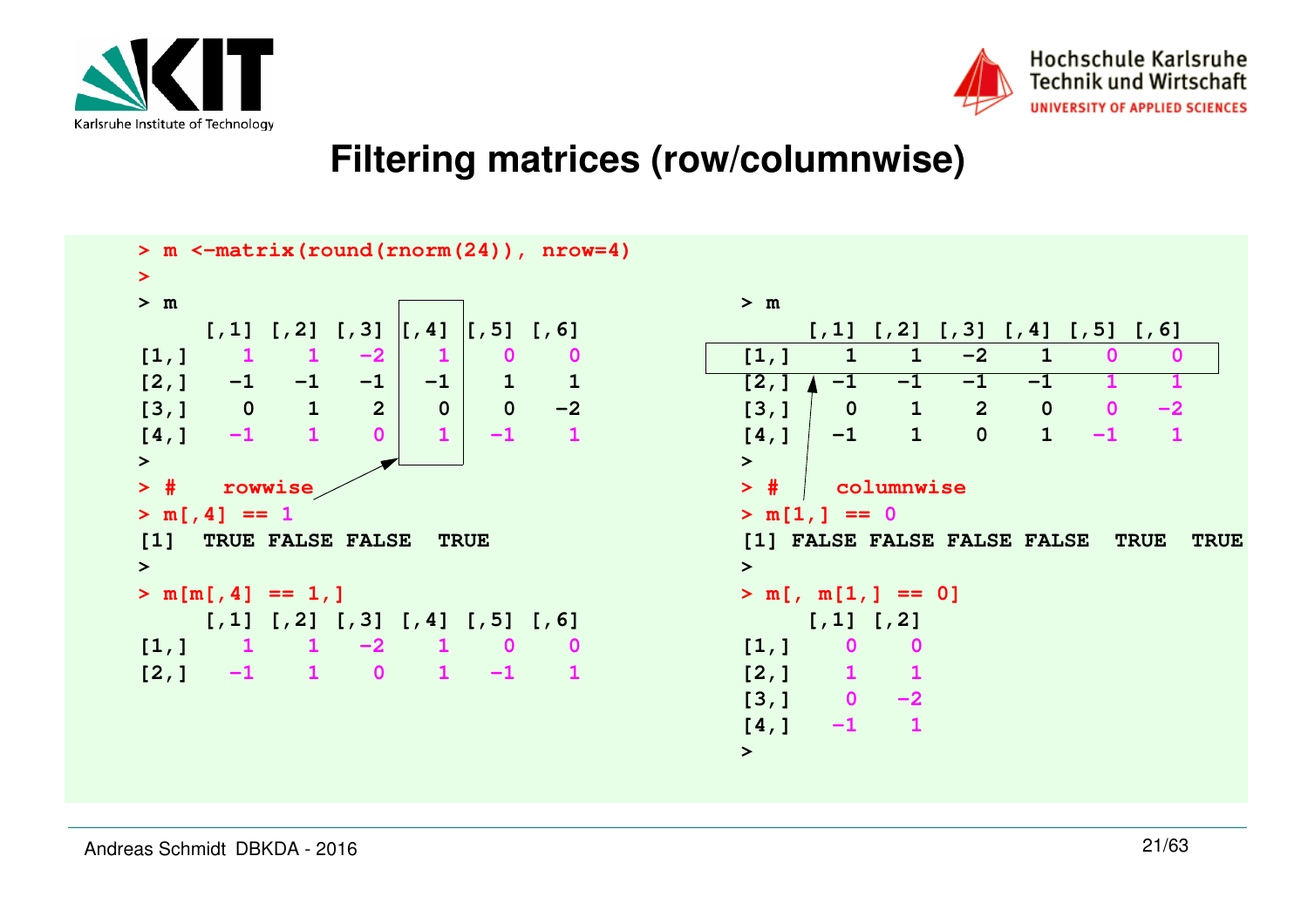# Filtering matrices (row/columnwise)

```
> m <-matrix(round(rnorm(24)), nrow=4)
>
> m
     [,1] [,2] [,3] [,4] [,5] [,6]
[1,]    1    1   -2    1    0    0
[2,]   -1   -1   -1   -1    1    1
[3,]    0    1    2    0    0   -2
[4,]   -1    1    0    1   -1    1
>
> #    rowwise
> m[,4] == 1
[1]  TRUE FALSE FALSE  TRUE
>
> m[m[,4] == 1,]
     [,1] [,2] [,3] [,4] [,5] [,6]
[1,]    1    1   -2    1    0    0
[2,]   -1    1    0    1   -1    1
```

```
> m
     [,1] [,2] [,3] [,4] [,5] [,6]
[1,]    1    1   -2    1    0    0
[2,]   -1   -1   -1   -1    1    1
[3,]    0    1    2    0    0   -2
[4,]   -1    1    0    1   -1    1
>
> #    columnwise
> m[1,] == 0
[1] FALSE FALSE FALSE FALSE  TRUE  TRUE
>
> m[, m[1,] == 0]
     [,1] [,2]
[1,]    0    0
[2,]    1    1
[3,]    0   -2
[4,]   -1    1
>
```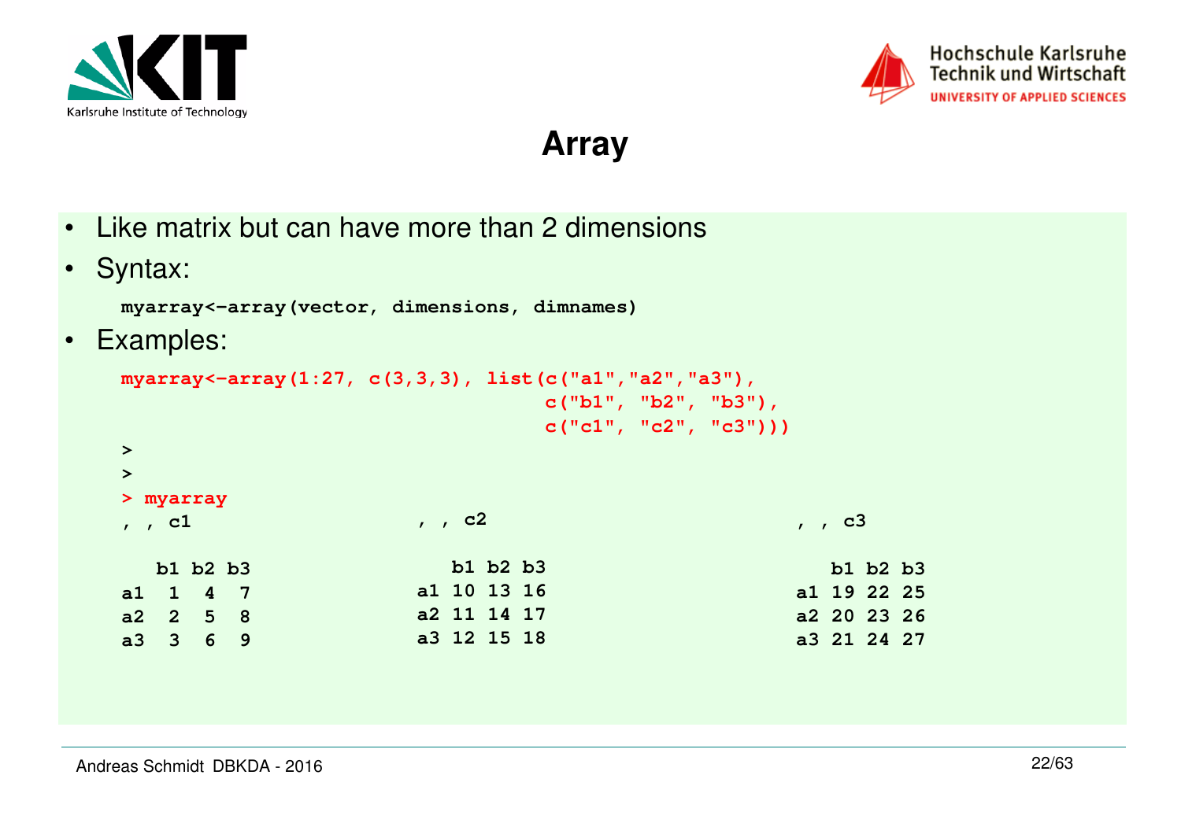# Array

- Like matrix but can have more than 2 dimensions
- Syntax:

```
myarray<-array(vector, dimensions, dimnames)
```

- Examples:

```
myarray<-array(1:27, c(3,3,3), list(c("a1","a2","a3"),
                                    c("b1", "b2", "b3"),
                                    c("c1", "c2", "c3")))
>
>
> myarray
, , c1

   b1 b2 b3
a1  1  4  7
a2  2  5  8
a3  3  6  9

, , c2

   b1 b2 b3
a1 10 13 16
a2 11 14 17
a3 12 15 18

, , c3

   b1 b2 b3
a1 19 22 25
a2 20 23 26
a3 21 24 27
```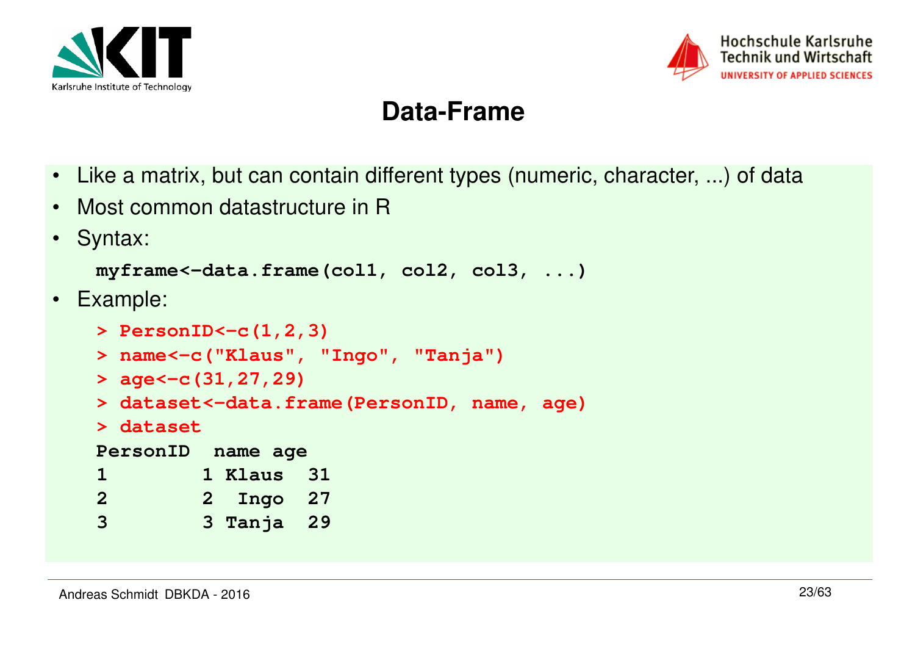# Data-Frame

- Like a matrix, but can contain different types (numeric, character, ...) of data
- Most common datastructure in R
- Syntax:

```
myframe<-data.frame(col1, col2, col3, ...)
```

- Example:

```
> PersonID<-c(1,2,3)
> name<-c("Klaus", "Ingo", "Tanja")
> age<-c(31,27,29)
> dataset<-data.frame(PersonID, name, age)
> dataset
PersonID  name age
1        1 Klaus  31
2        2  Ingo  27
3        3 Tanja  29
```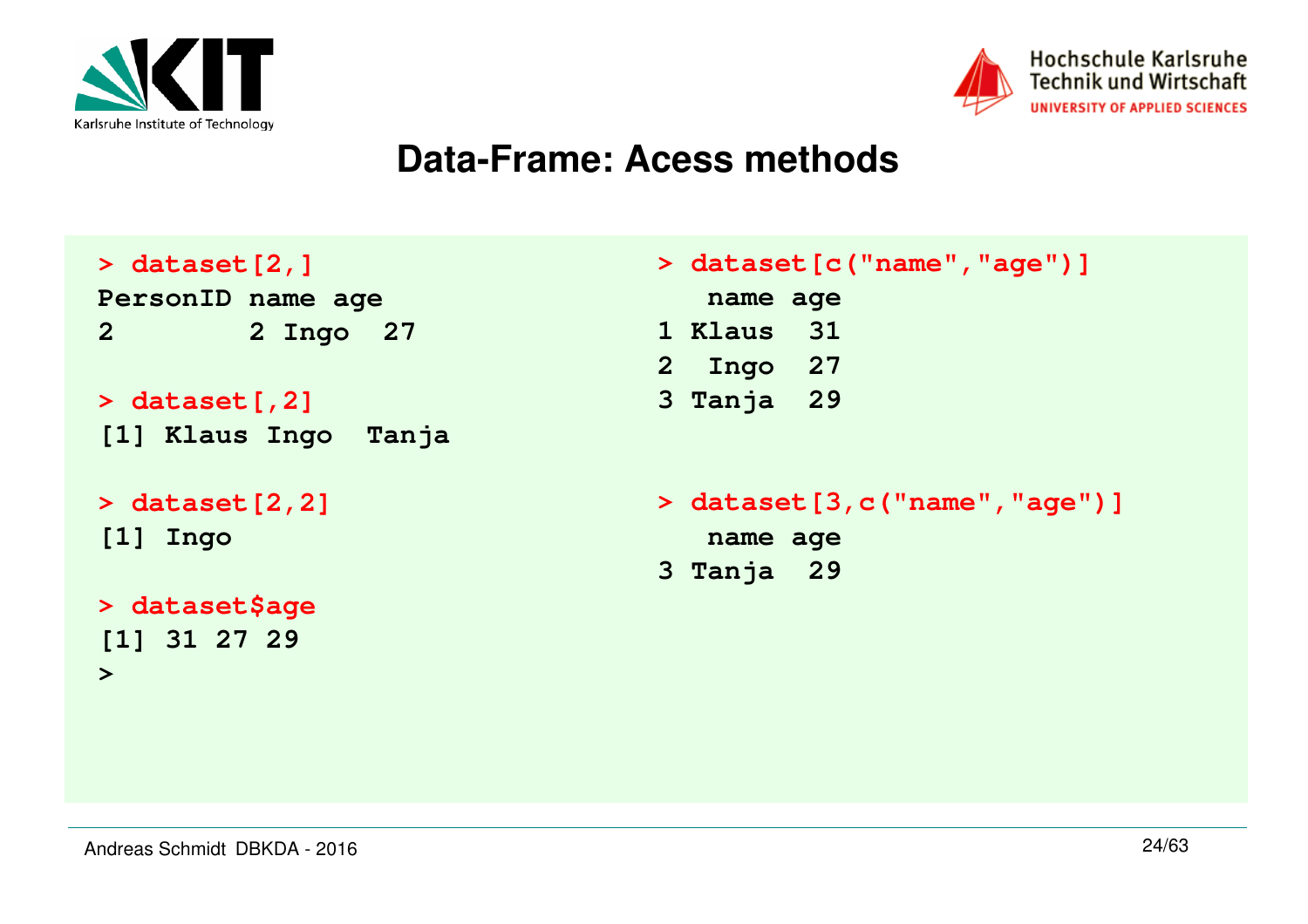# Data-Frame: Acess methods

```
> dataset[2,]
PersonID name age
2        2 Ingo  27

> dataset[,2]
[1] Klaus Ingo  Tanja

> dataset[2,2]
[1] Ingo

> dataset$age
[1] 31 27 29
>
```

```
> dataset[c("name","age")]
   name age
1 Klaus  31
2  Ingo  27
3 Tanja  29

> dataset[3,c("name","age")]
   name age
3 Tanja  29
```

Andreas Schmidt DBKDA - 2016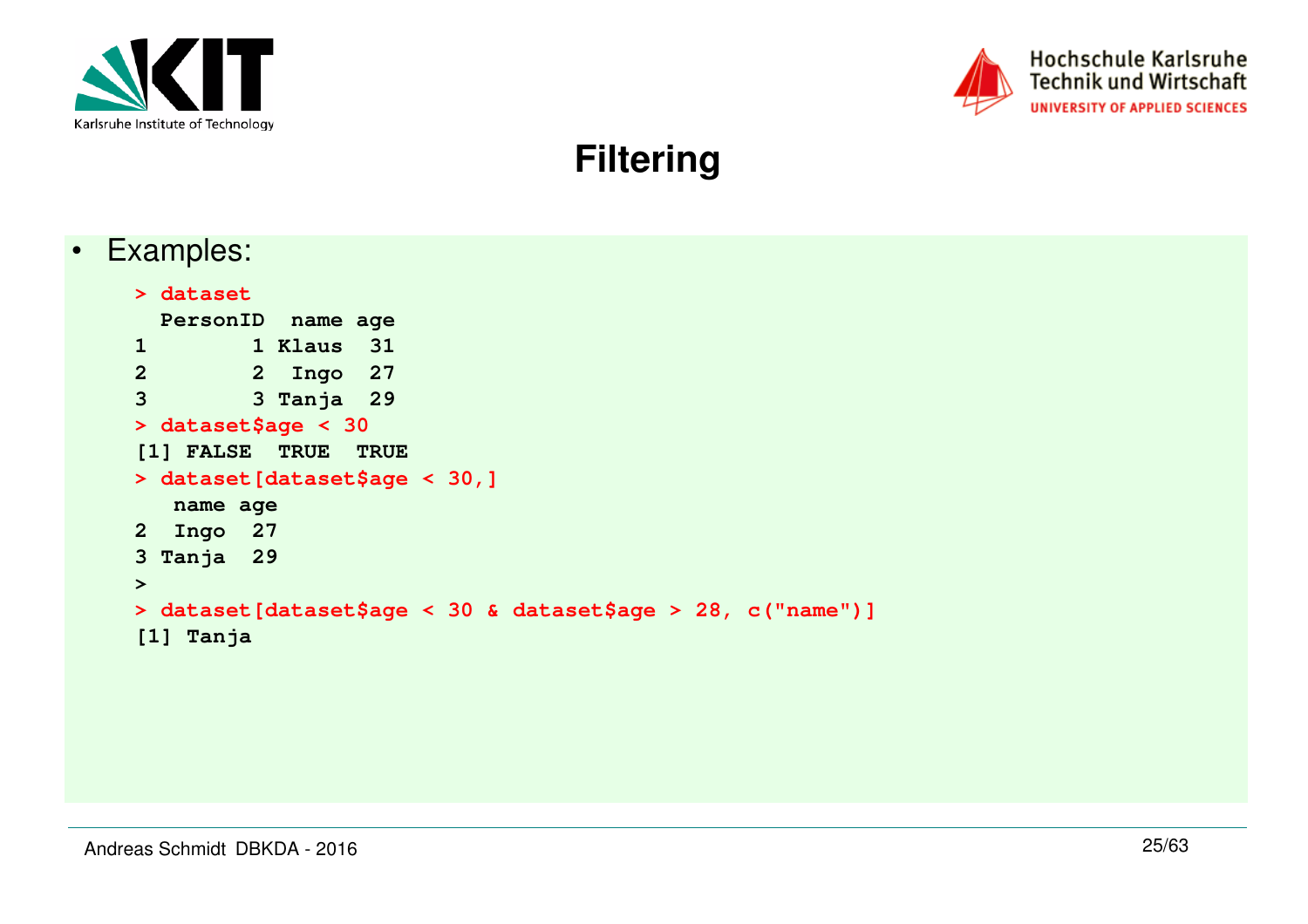# Filtering

- Examples:

```
> dataset
  PersonID  name age
1        1 Klaus  31
2        2  Ingo  27
3        3 Tanja  29
> dataset$age < 30
[1] FALSE  TRUE  TRUE
> dataset[dataset$age < 30,]
   name age
2  Ingo  27
3 Tanja  29
>
> dataset[dataset$age < 30 & dataset$age > 28, c("name")]
[1] Tanja
```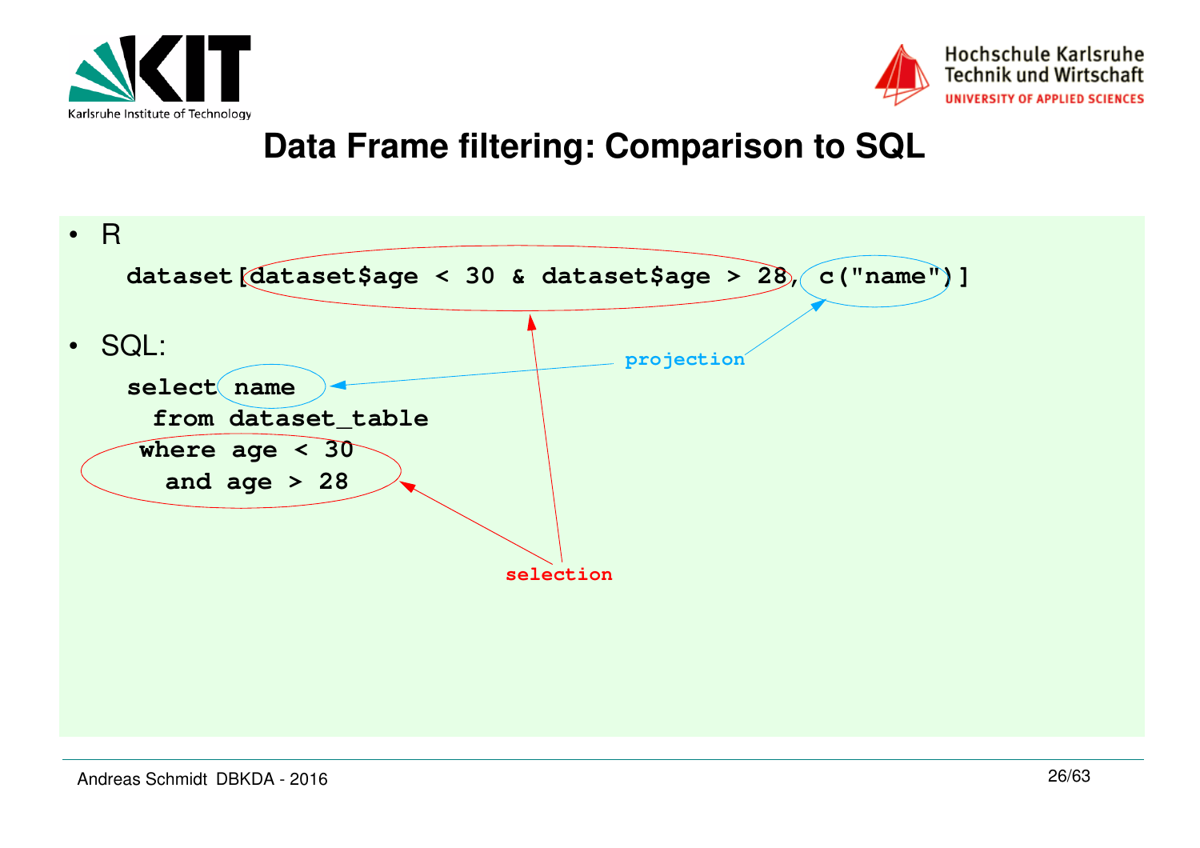# Data Frame filtering: Comparison to SQL

- R

```
dataset[dataset$age < 30 & dataset$age > 28, c("name")]
```

- SQL:

```
select name
  from dataset_table
 where age < 30
   and age > 28
```

projection

selection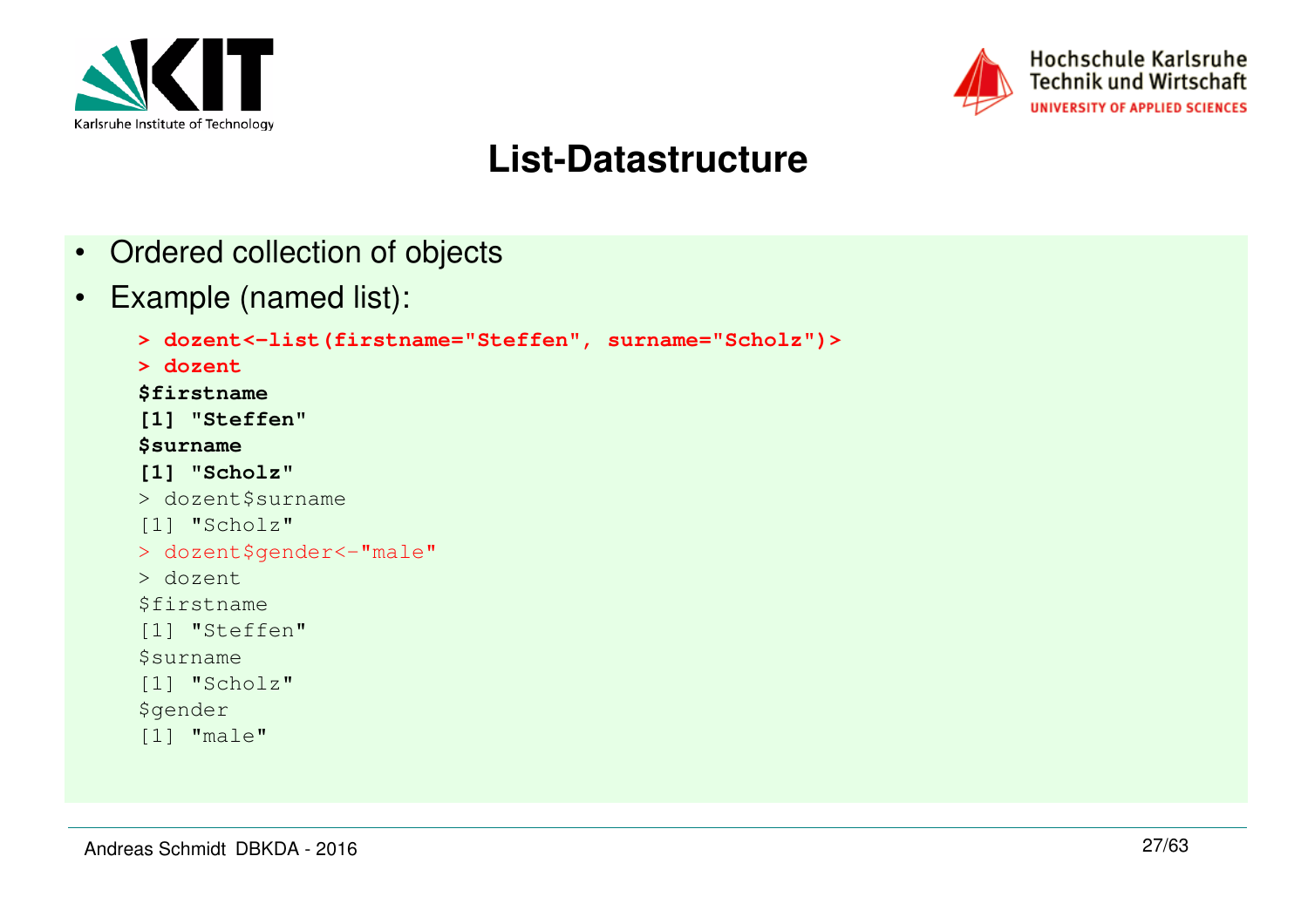# List-Datastructure

- Ordered collection of objects
- Example (named list):

```
> dozent<-list(firstname="Steffen", surname="Scholz")>
> dozent
$firstname
[1] "Steffen"
$surname
[1] "Scholz"
> dozent$surname
[1] "Scholz"
> dozent$gender<-"male"
> dozent
$firstname
[1] "Steffen"
$surname
[1] "Scholz"
$gender
[1] "male"
```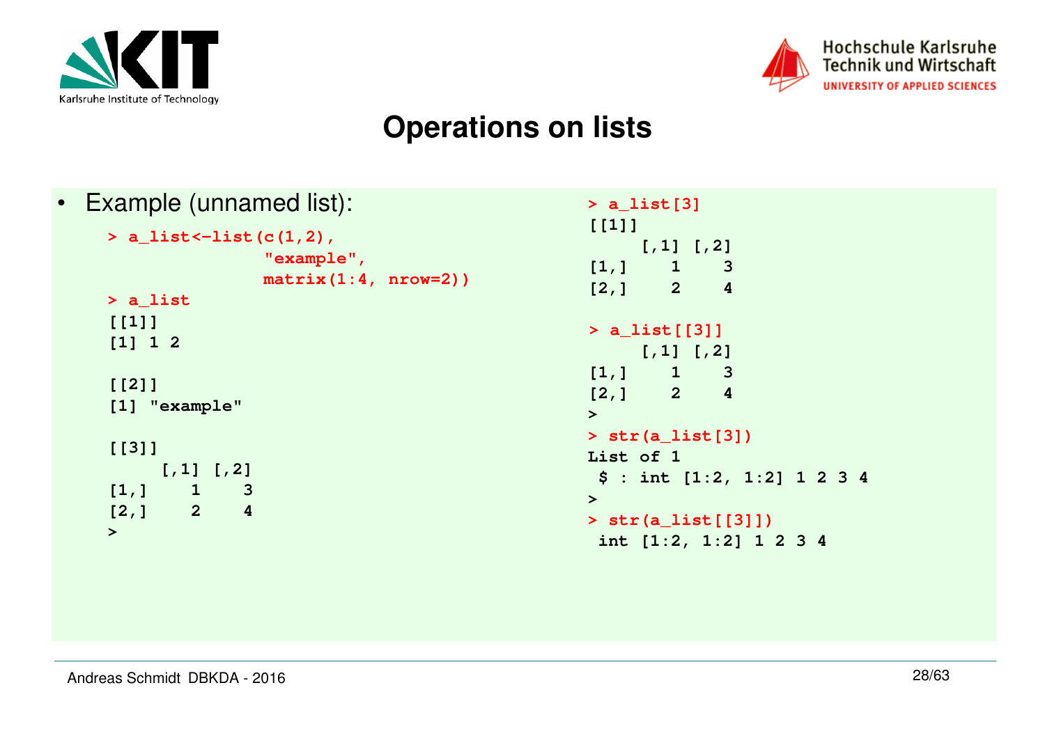# Operations on lists

- Example (unnamed list):

```
> a_list<-list(c(1,2),
               "example",
               matrix(1:4, nrow=2))
> a_list
[[1]]
[1] 1 2

[[2]]
[1] "example"

[[3]]
     [,1] [,2]
[1,]    1    3
[2,]    2    4
>
```

```
> a_list[3]
[[1]]
     [,1] [,2]
[1,]    1    3
[2,]    2    4

> a_list[[3]]
     [,1] [,2]
[1,]    1    3
[2,]    2    4
>
> str(a_list[3])
List of 1
 $ : int [1:2, 1:2] 1 2 3 4
>
> str(a_list[[3]])
 int [1:2, 1:2] 1 2 3 4
```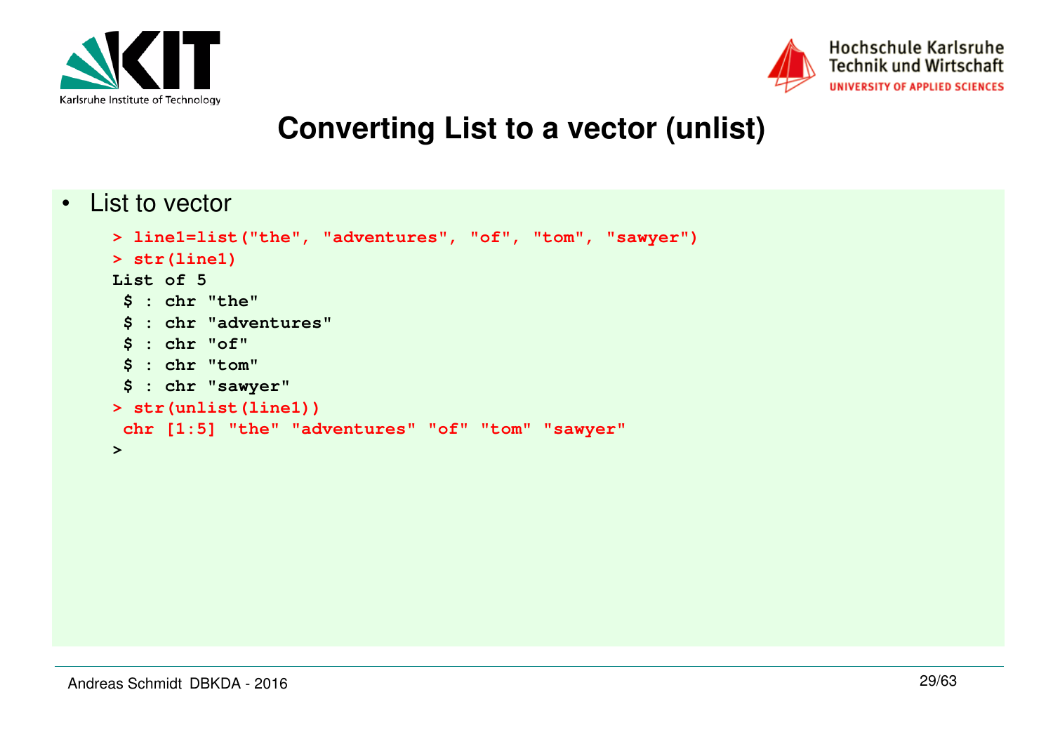# Converting List to a vector (unlist)

- List to vector

```
> line1=list("the", "adventures", "of", "tom", "sawyer")
> str(line1)
List of 5
 $ : chr "the"
 $ : chr "adventures"
 $ : chr "of"
 $ : chr "tom"
 $ : chr "sawyer"
> str(unlist(line1))
 chr [1:5] "the" "adventures" "of" "tom" "sawyer"
>
```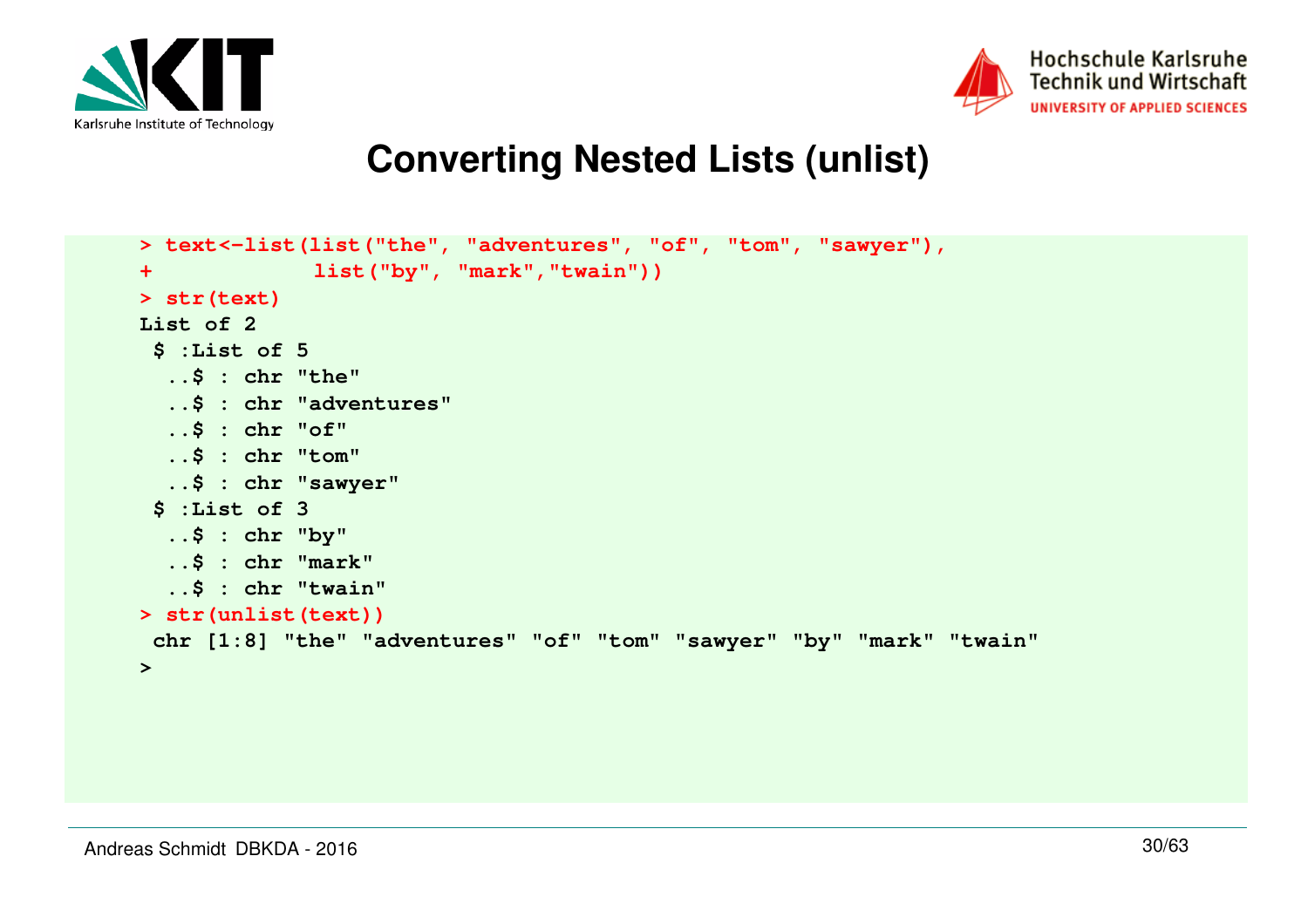# Converting Nested Lists (unlist)

```
> text<-list(list("the", "adventures", "of", "tom", "sawyer"),
+           list("by", "mark","twain"))
> str(text)
List of 2
 $ :List of 5
  ..$ : chr "the"
  ..$ : chr "adventures"
  ..$ : chr "of"
  ..$ : chr "tom"
  ..$ : chr "sawyer"
 $ :List of 3
  ..$ : chr "by"
  ..$ : chr "mark"
  ..$ : chr "twain"
> str(unlist(text))
 chr [1:8] "the" "adventures" "of" "tom" "sawyer" "by" "mark" "twain"
>
```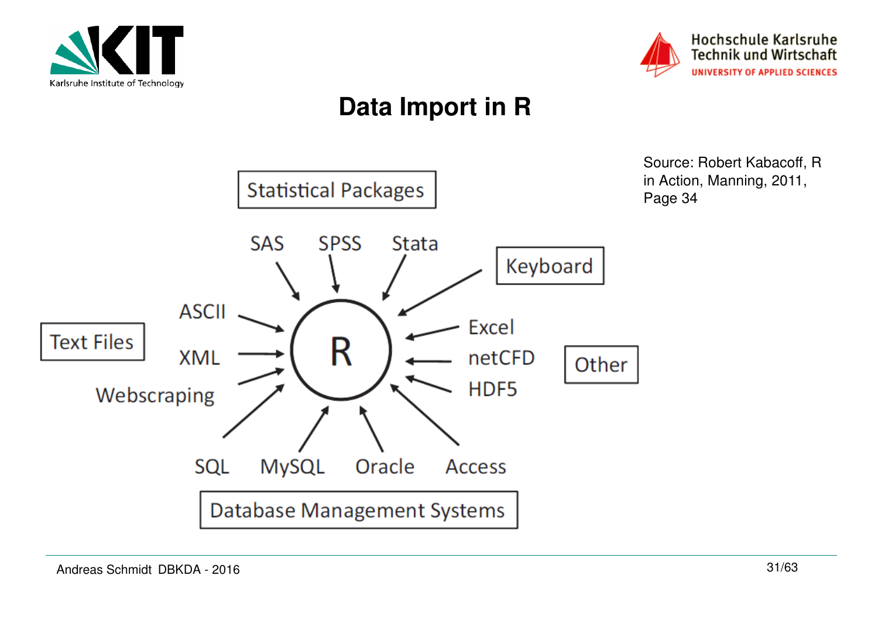# Data Import in R

Source: Robert Kabacoff, R in Action, Manning, 2011, Page 34

Statistical Packages

SAS SPSS Stata

Keyboard

ASCII

Text Files

XML

Webscraping

R

Excel

netCFD

HDF5

Other

SQL MySQL Oracle Access

Database Management Systems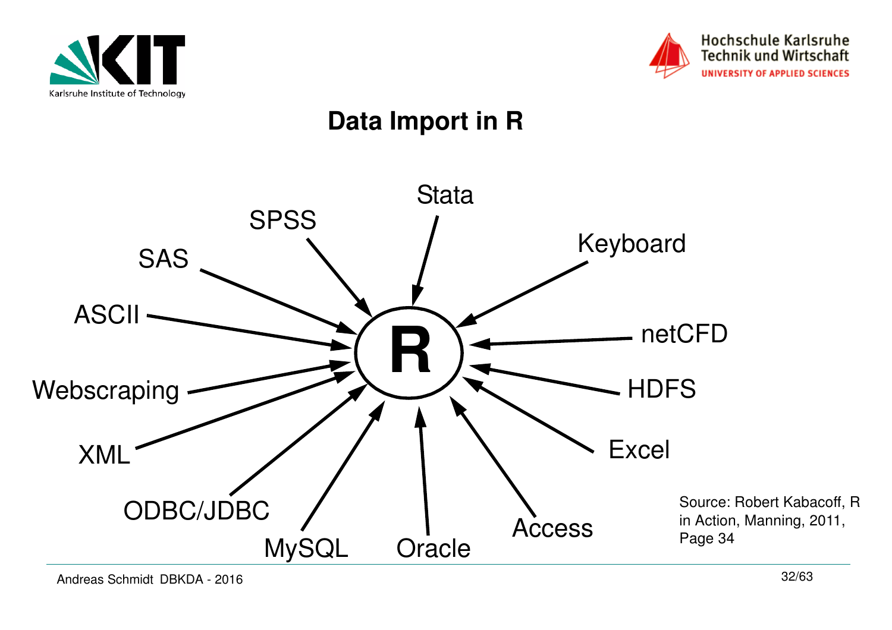# Data Import in R

Stata

SPSS

SAS

Keyboard

ASCII

netCFD

R

Webscraping

HDFS

XML

Excel

ODBC/JDBC

MySQL

Oracle

Access

Source: Robert Kabacoff, R in Action, Manning, 2011, Page 34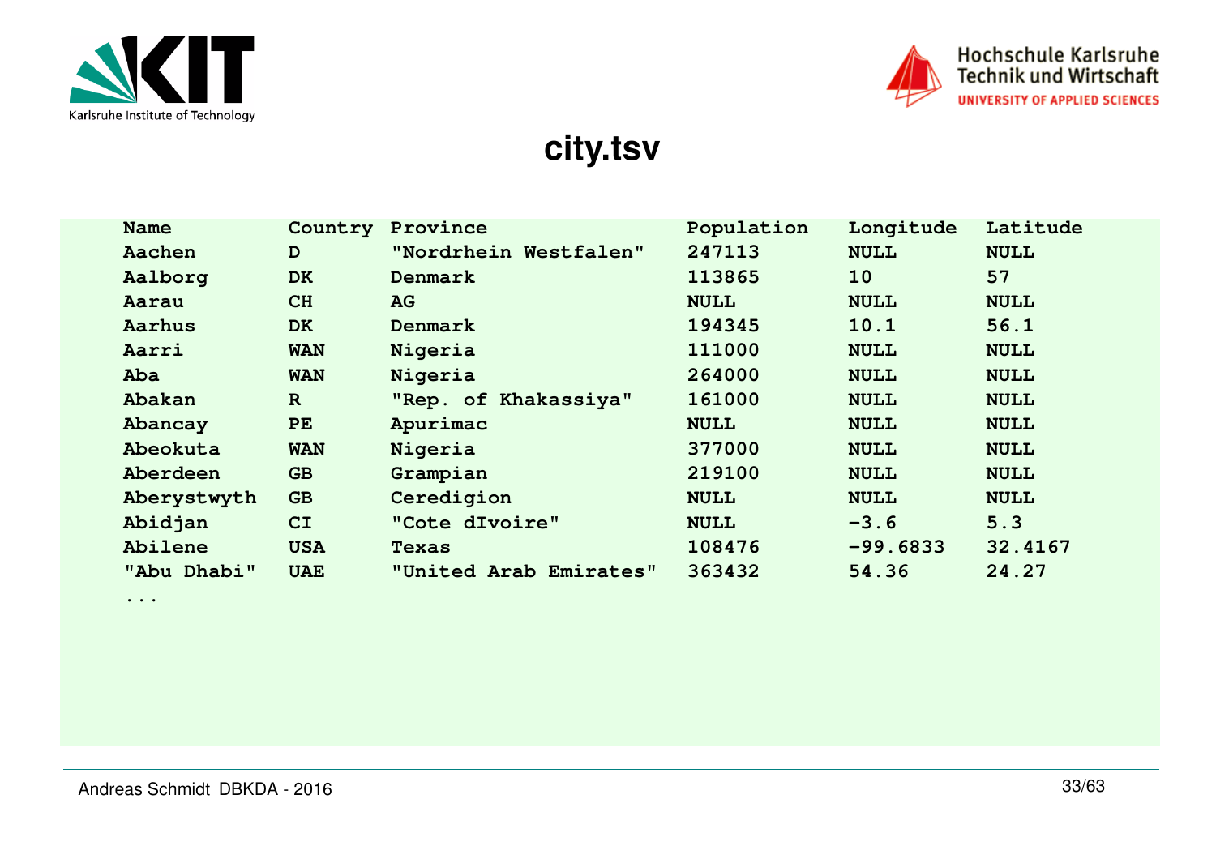# city.tsv

```
Name          Country  Province                  Population  Longitude  Latitude
Aachen        D        "Nordrhein Westfalen"     247113      NULL       NULL
Aalborg       DK       Denmark                   113865      10         57
Aarau         CH       AG                        NULL        NULL       NULL
Aarhus        DK       Denmark                   194345      10.1       56.1
Aarri         WAN      Nigeria                   111000      NULL       NULL
Aba           WAN      Nigeria                   264000      NULL       NULL
Abakan        R        "Rep. of Khakassiya"      161000      NULL       NULL
Abancay       PE       Apurimac                  NULL        NULL       NULL
Abeokuta      WAN      Nigeria                   377000      NULL       NULL
Aberdeen      GB       Grampian                  219100      NULL       NULL
Aberystwyth   GB       Ceredigion                NULL        NULL       NULL
Abidjan       CI       "Cote dIvoire"            NULL        -3.6       5.3
Abilene       USA      Texas                     108476      -99.6833   32.4167
"Abu Dhabi"   UAE      "United Arab Emirates"    363432      54.36      24.27
...
```

Andreas Schmidt DBKDA - 2016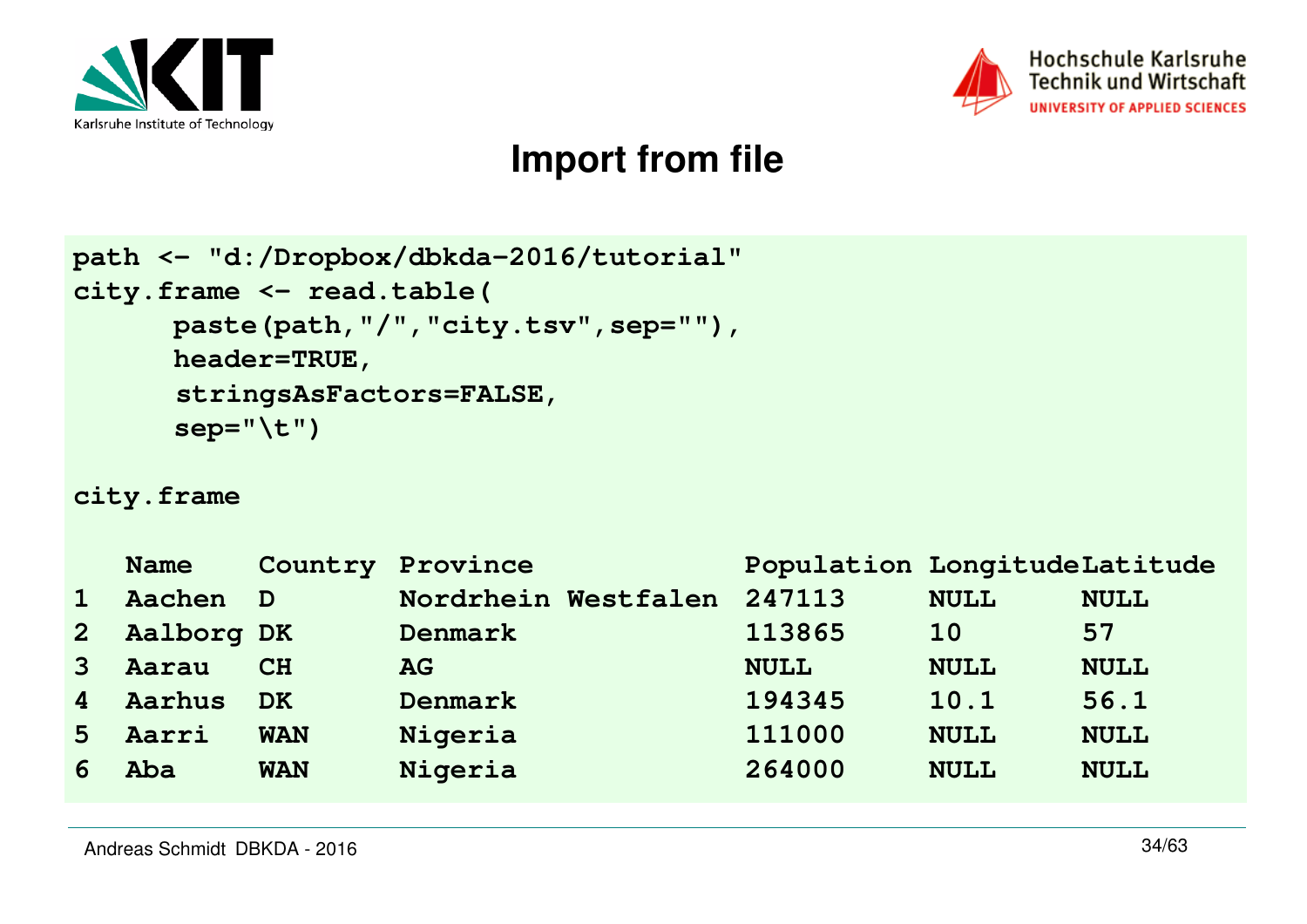# Import from file

```
path <- "d:/Dropbox/dbkda-2016/tutorial"
city.frame <- read.table(
      paste(path,"/","city.tsv",sep=""),
      header=TRUE,
      stringsAsFactors=FALSE,
      sep="\t")

city.frame

   Name     Country Province            Population LongitudeLatitude
1  Aachen   D       Nordrhein Westfalen 247113     NULL      NULL
2  Aalborg  DK      Denmark             113865     10        57
3  Aarau    CH      AG                  NULL       NULL      NULL
4  Aarhus   DK      Denmark             194345     10.1      56.1
5  Aarri    WAN     Nigeria             111000     NULL      NULL
6  Aba      WAN     Nigeria             264000     NULL      NULL
```

Andreas Schmidt DBKDA - 2016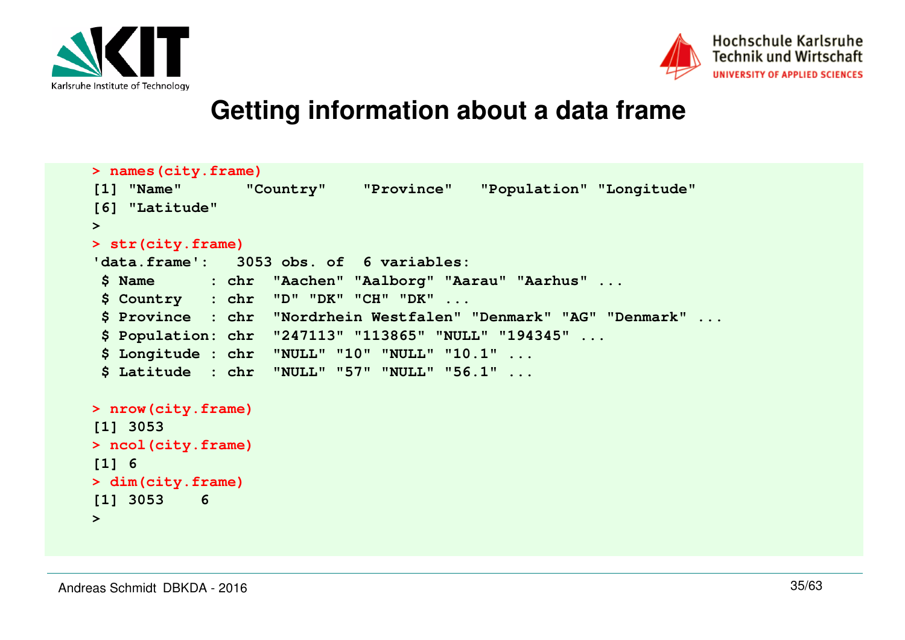# Getting information about a data frame

```
> names(city.frame)
[1] "Name"       "Country"    "Province"   "Population" "Longitude"
[6] "Latitude"
>
> str(city.frame)
'data.frame':   3053 obs. of  6 variables:
 $ Name      : chr  "Aachen" "Aalborg" "Aarau" "Aarhus" ...
 $ Country   : chr  "D" "DK" "CH" "DK" ...
 $ Province  : chr  "Nordrhein Westfalen" "Denmark" "AG" "Denmark" ...
 $ Population: chr  "247113" "113865" "NULL" "194345" ...
 $ Longitude : chr  "NULL" "10" "NULL" "10.1" ...
 $ Latitude  : chr  "NULL" "57" "NULL" "56.1" ...

> nrow(city.frame)
[1] 3053
> ncol(city.frame)
[1] 6
> dim(city.frame)
[1] 3053    6
>
```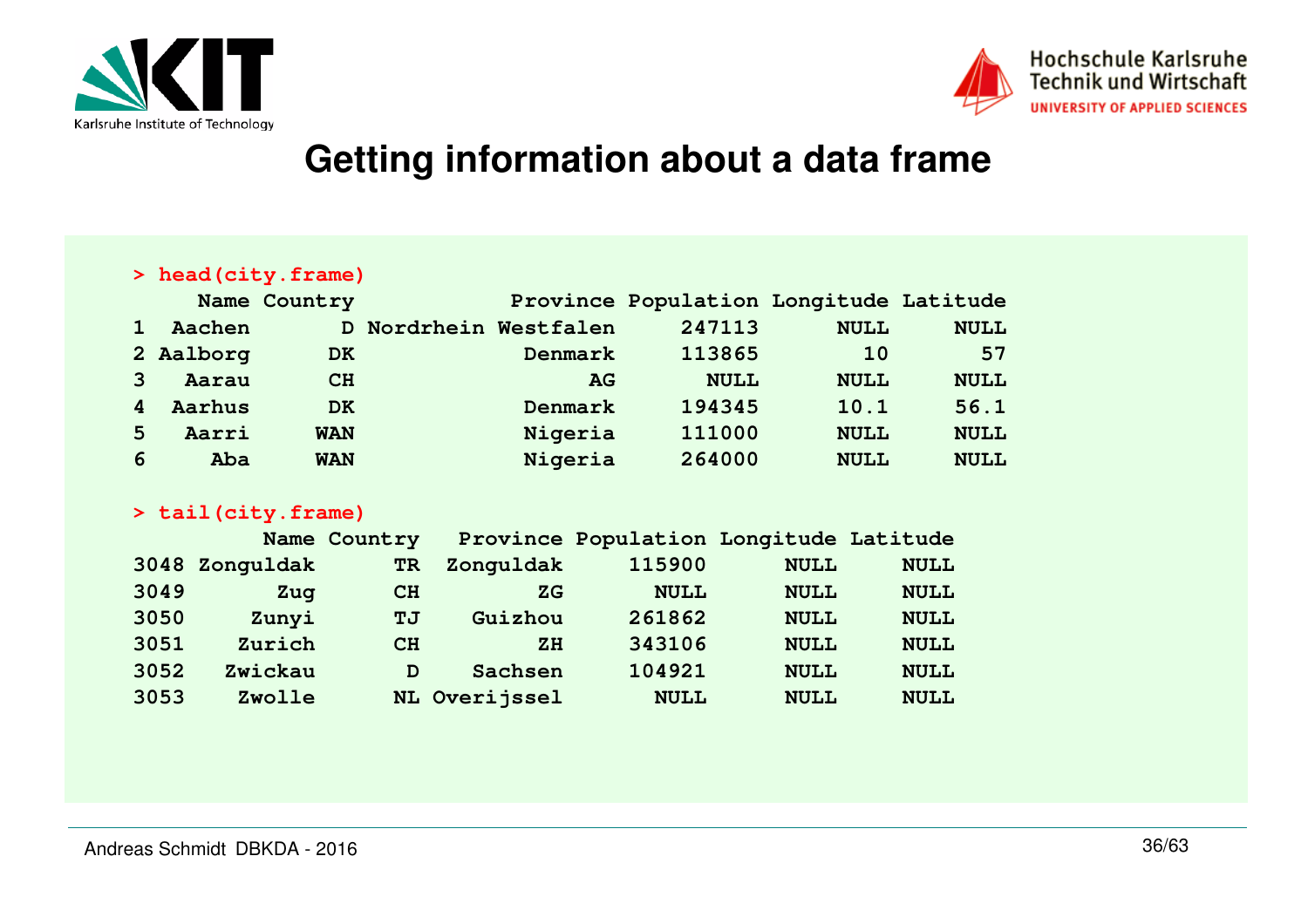# Getting information about a data frame

```
> head(city.frame)
     Name Country           Province Population Longitude Latitude
1  Aachen       D Nordrhein Westfalen     247113      NULL     NULL
2 Aalborg      DK            Denmark     113865        10       57
3   Aarau      CH                 AG       NULL      NULL     NULL
4  Aarhus      DK            Denmark     194345      10.1     56.1
5   Aarri     WAN            Nigeria     111000      NULL     NULL
6     Aba     WAN            Nigeria     264000      NULL     NULL

> tail(city.frame)
          Name Country   Province Population Longitude Latitude
3048 Zonguldak      TR  Zonguldak     115900      NULL     NULL
3049       Zug      CH         ZG       NULL      NULL     NULL
3050     Zunyi      TJ    Guizhou     261862      NULL     NULL
3051    Zurich      CH         ZH     343106      NULL     NULL
3052   Zwickau       D    Sachsen     104921      NULL     NULL
3053    Zwolle      NL Overijssel       NULL      NULL     NULL
```

Andreas Schmidt DBKDA - 2016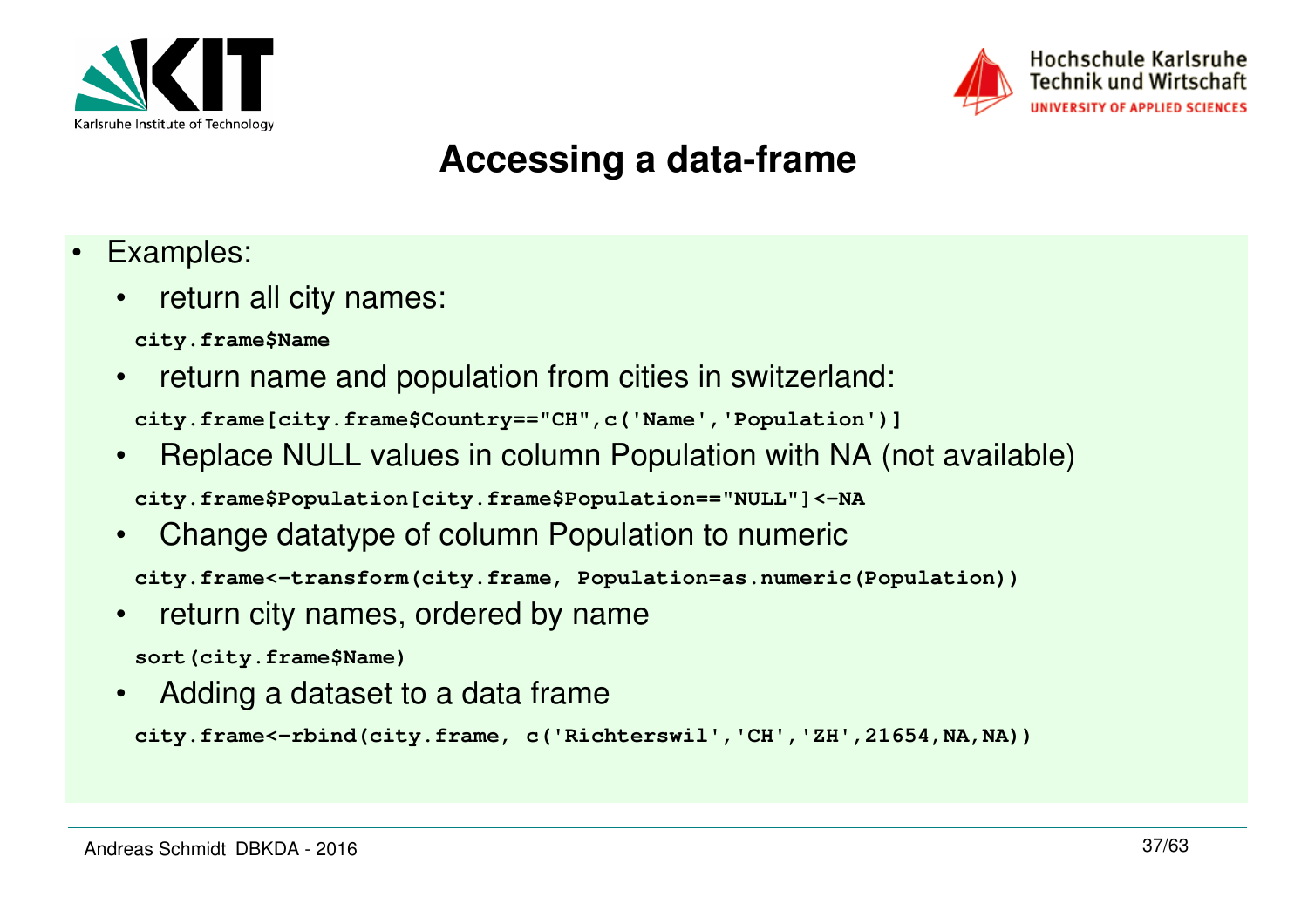# Accessing a data-frame

- Examples:
  - return all city names:

    ```
    city.frame$Name
    ```

  - return name and population from cities in switzerland:

    ```
    city.frame[city.frame$Country=="CH",c('Name','Population')]
    ```

  - Replace NULL values in column Population with NA (not available)

    ```
    city.frame$Population[city.frame$Population=="NULL"]<-NA
    ```

  - Change datatype of column Population to numeric

    ```
    city.frame<-transform(city.frame, Population=as.numeric(Population))
    ```

  - return city names, ordered by name

    ```
    sort(city.frame$Name)
    ```

  - Adding a dataset to a data frame

    ```
    city.frame<-rbind(city.frame, c('Richterswil','CH','ZH',21654,NA,NA))
    ```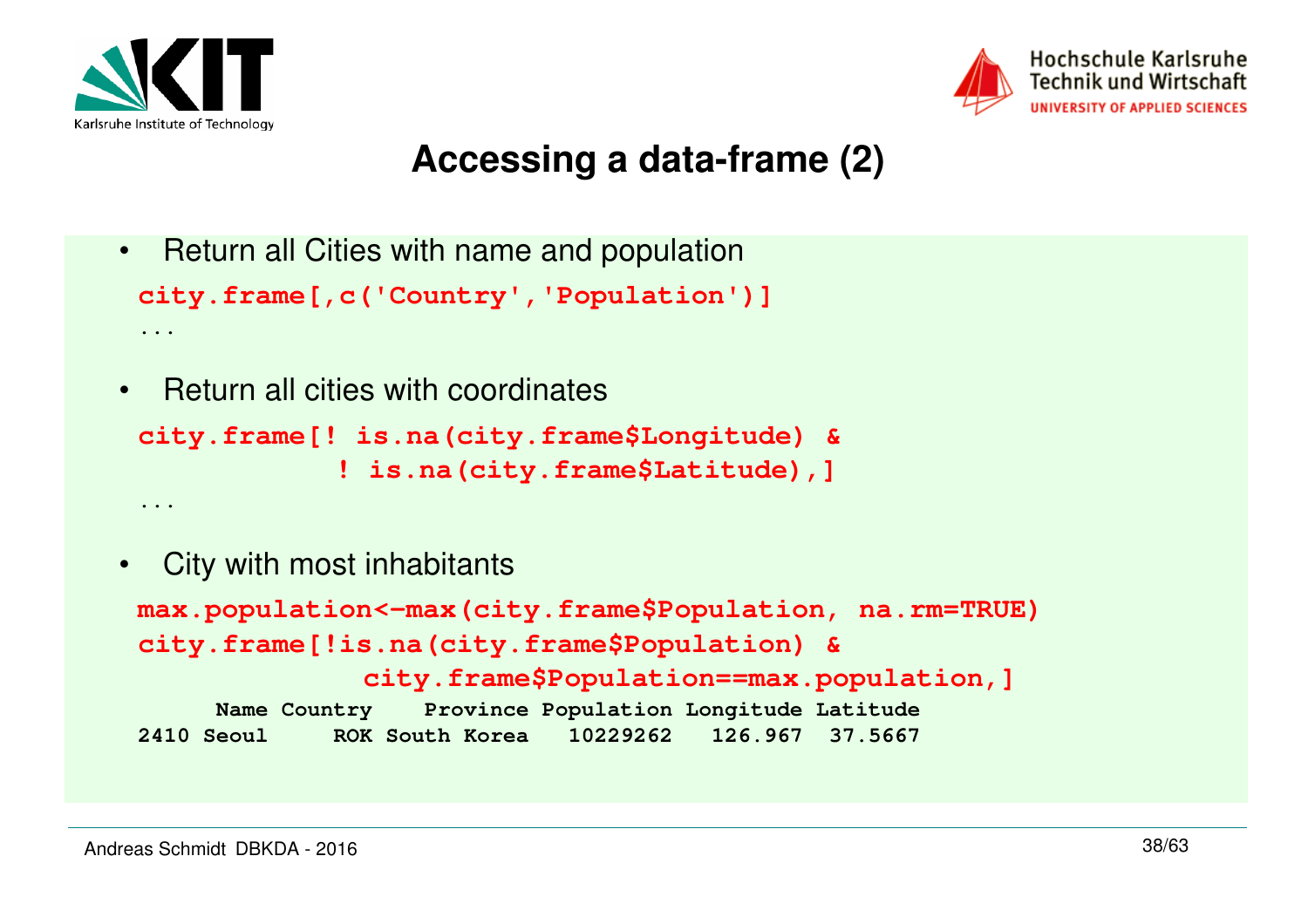# Accessing a data-frame (2)

- Return all Cities with name and population

```
city.frame[,c('Country','Population')]
...
```

- Return all cities with coordinates

```
city.frame[! is.na(city.frame$Longitude) &
            ! is.na(city.frame$Latitude),]
...
```

- City with most inhabitants

```
max.population<-max(city.frame$Population, na.rm=TRUE)
city.frame[!is.na(city.frame$Population) &
              city.frame$Population==max.population,]
      Name Country    Province Population Longitude Latitude
2410 Seoul     ROK South Korea   10229262   126.967  37.5667
```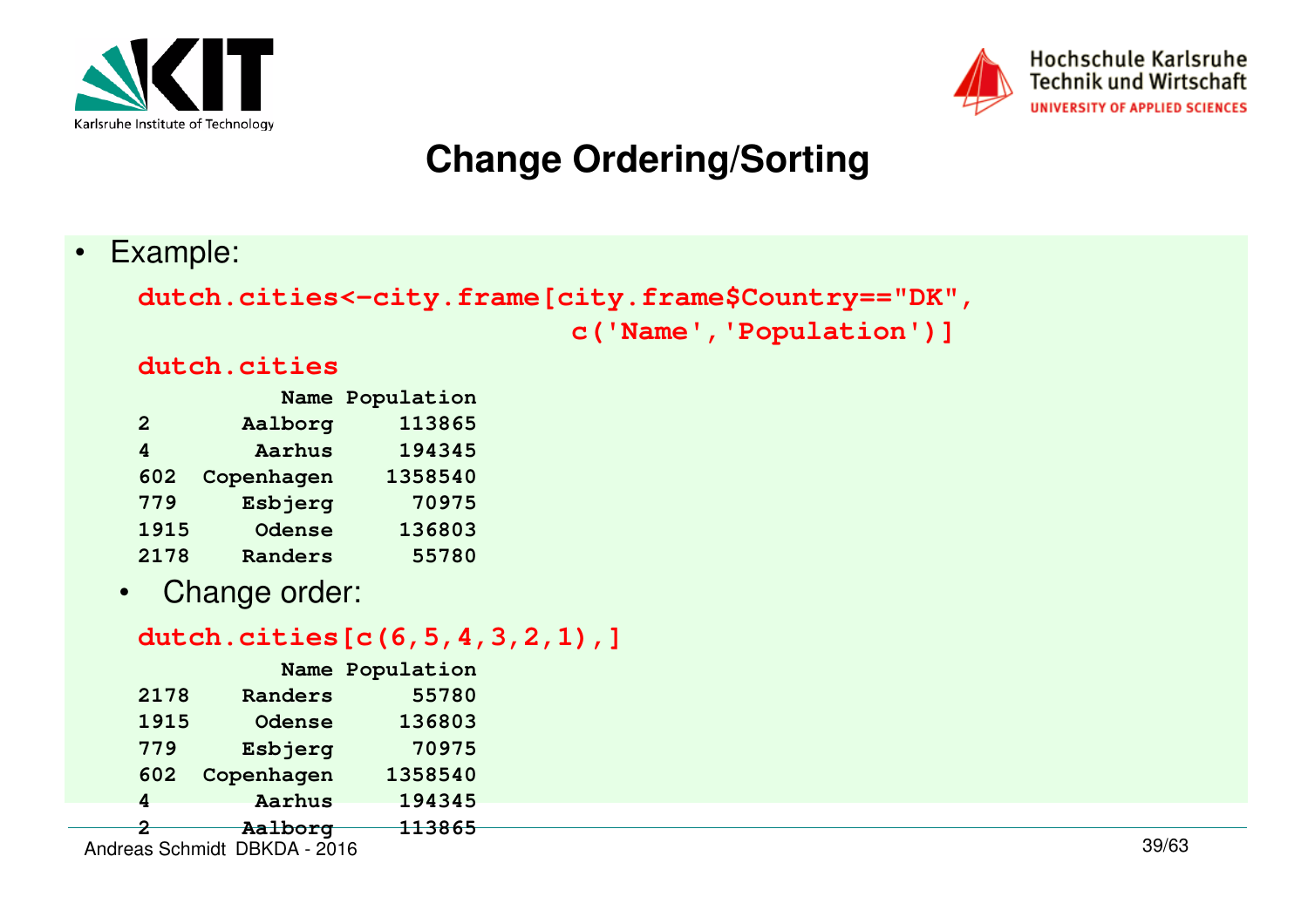# Change Ordering/Sorting

- Example:

```
dutch.cities<-city.frame[city.frame$Country=="DK",
                                 c('Name','Population')]
dutch.cities
           Name Population
2       Aalborg     113865
4        Aarhus     194345
602  Copenhagen    1358540
779     Esbjerg      70975
1915     Odense     136803
2178    Randers      55780
```

  - Change order:

```
dutch.cities[c(6,5,4,3,2,1),]
           Name Population
2178    Randers      55780
1915     Odense     136803
779     Esbjerg      70975
602  Copenhagen    1358540
4        Aarhus     194345
2       Aalborg     113865
```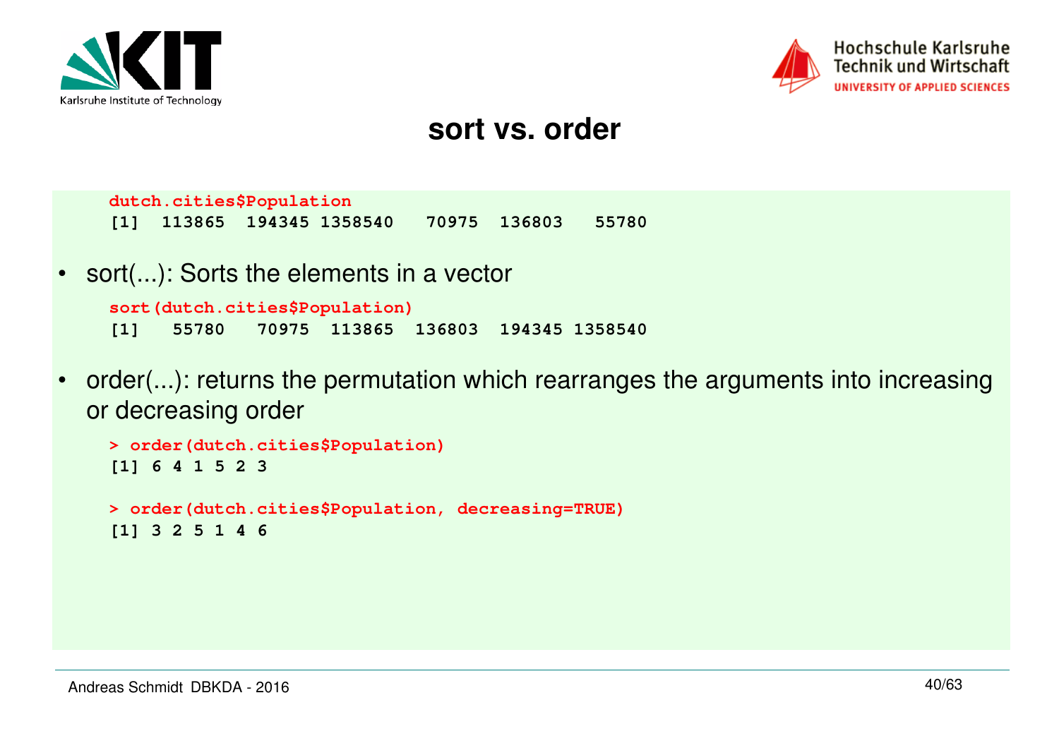# sort vs. order

```
dutch.cities$Population
[1]  113865  194345 1358540   70975  136803   55780
```

- sort(...): Sorts the elements in a vector

```
sort(dutch.cities$Population)
[1]   55780   70975  113865  136803  194345 1358540
```

- order(...): returns the permutation which rearranges the arguments into increasing or decreasing order

```
> order(dutch.cities$Population)
[1] 6 4 1 5 2 3

> order(dutch.cities$Population, decreasing=TRUE)
[1] 3 2 5 1 4 6
```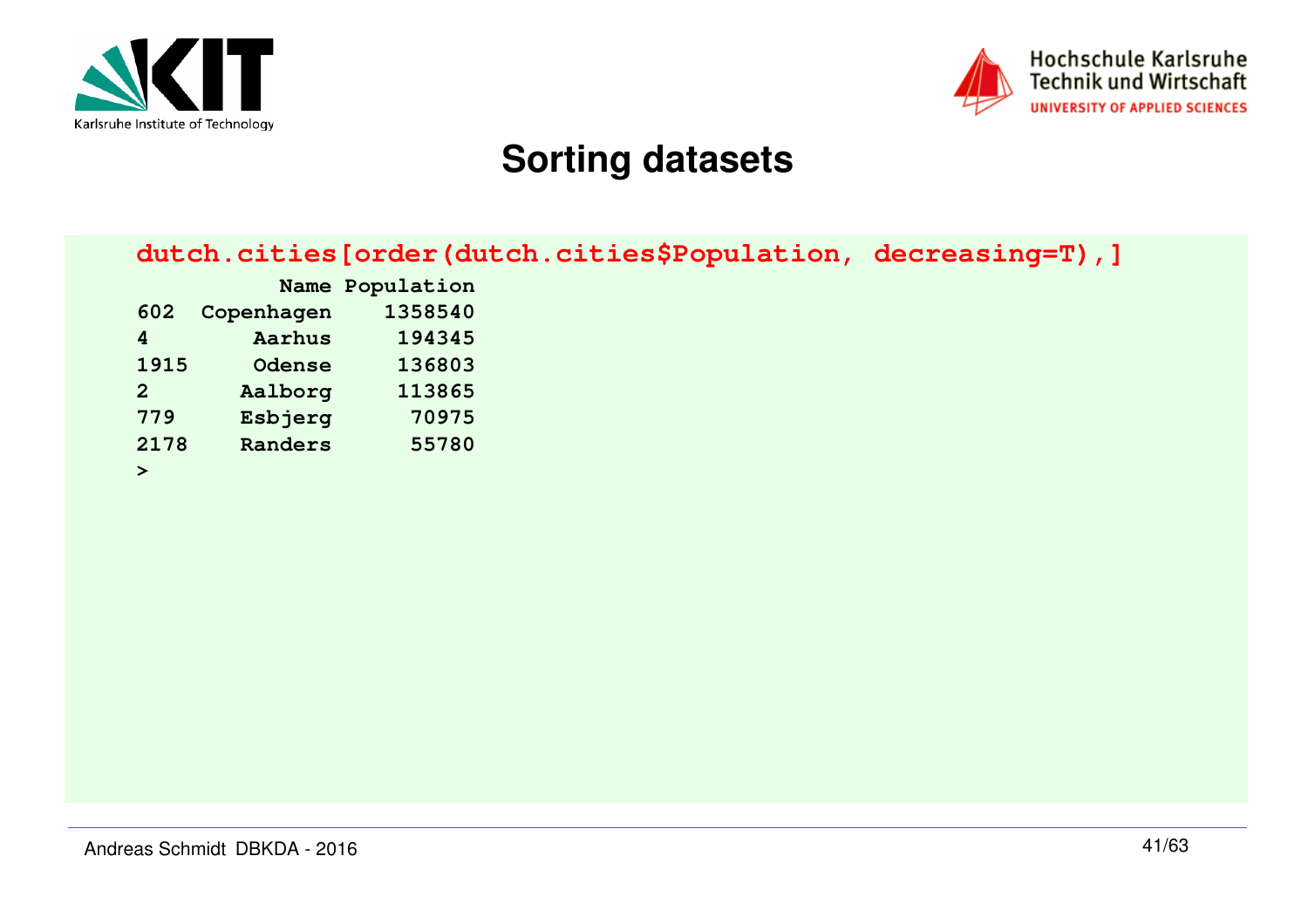# Sorting datasets

```
dutch.cities[order(dutch.cities$Population, decreasing=T),]
           Name Population
602  Copenhagen    1358540
4        Aarhus     194345
1915     Odense     136803
2       Aalborg     113865
779     Esbjerg      70975
2178    Randers      55780
>
```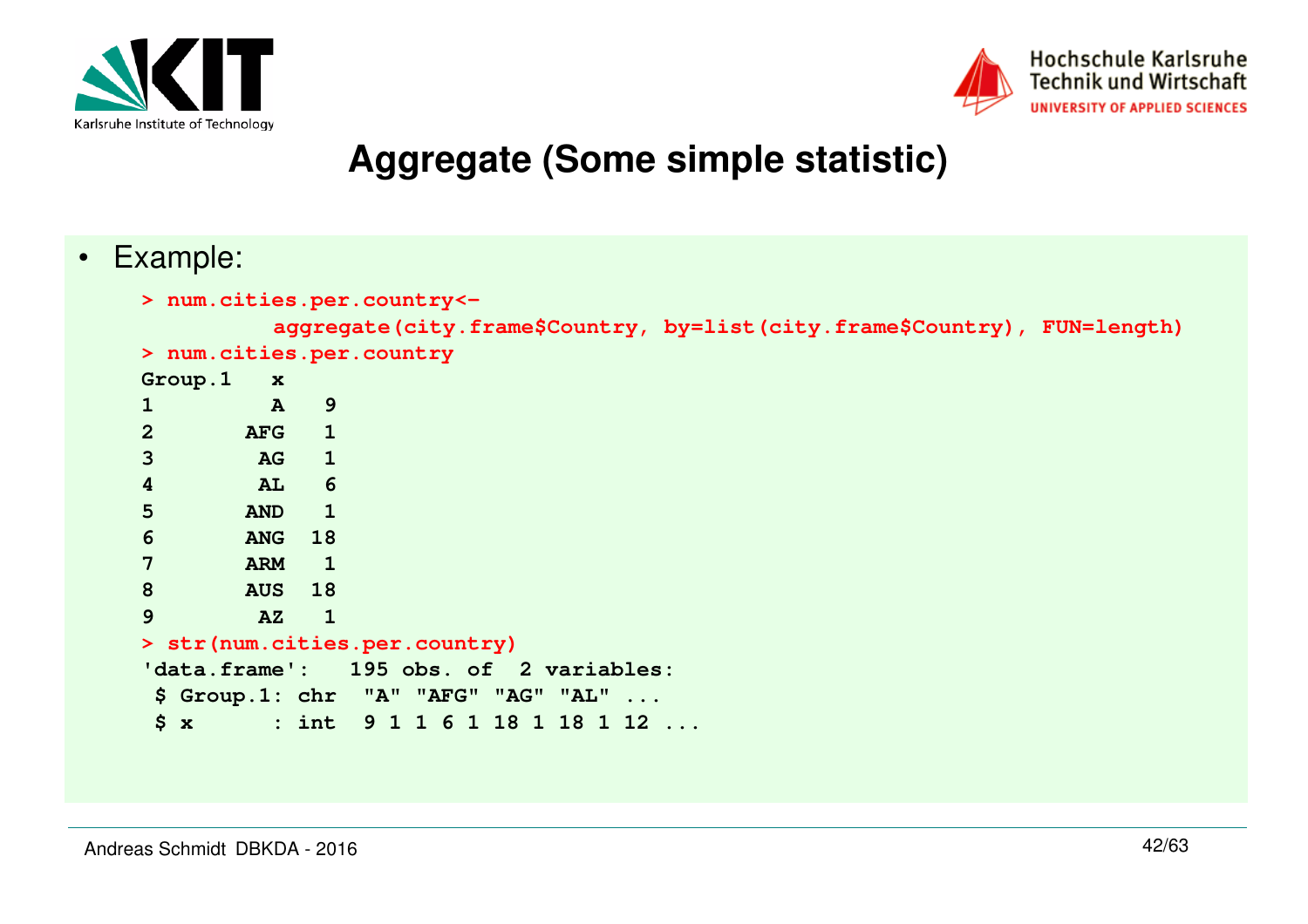# Aggregate (Some simple statistic)

- Example:

```
> num.cities.per.country<-
        aggregate(city.frame$Country, by=list(city.frame$Country), FUN=length)
> num.cities.per.country
Group.1   x
1         A   9
2       AFG   1
3        AG   1
4        AL   6
5       AND   1
6       ANG  18
7       ARM   1
8       AUS  18
9        AZ   1
> str(num.cities.per.country)
'data.frame':   195 obs. of  2 variables:
 $ Group.1: chr  "A" "AFG" "AG" "AL" ...
 $ x      : int  9 1 1 6 1 18 1 18 1 12 ...
```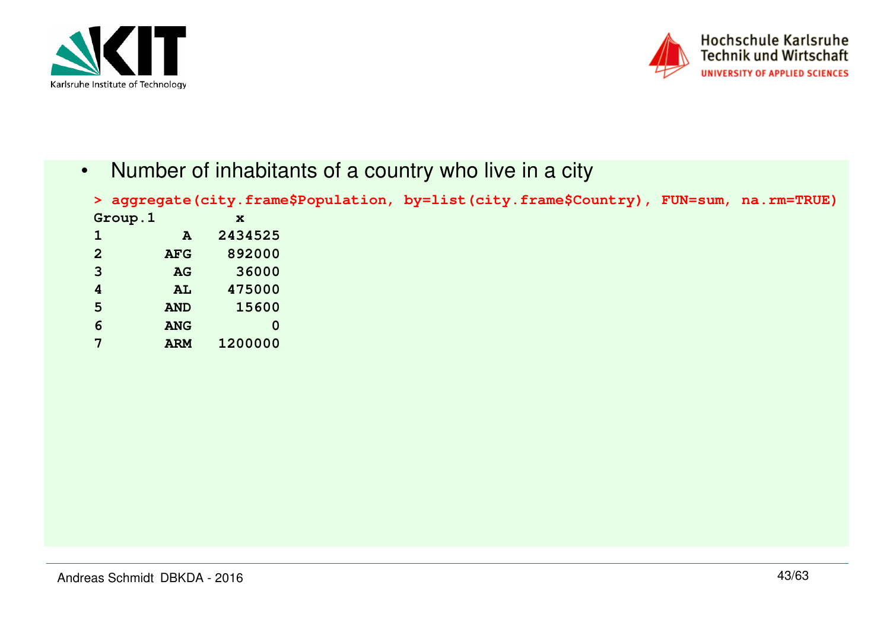- Number of inhabitants of a country who live in a city

```
> aggregate(city.frame$Population, by=list(city.frame$Country), FUN=sum, na.rm=TRUE)
Group.1        x
1        A  2434525
2      AFG   892000
3       AG    36000
4       AL   475000
5      AND    15600
6      ANG        0
7      ARM  1200000
```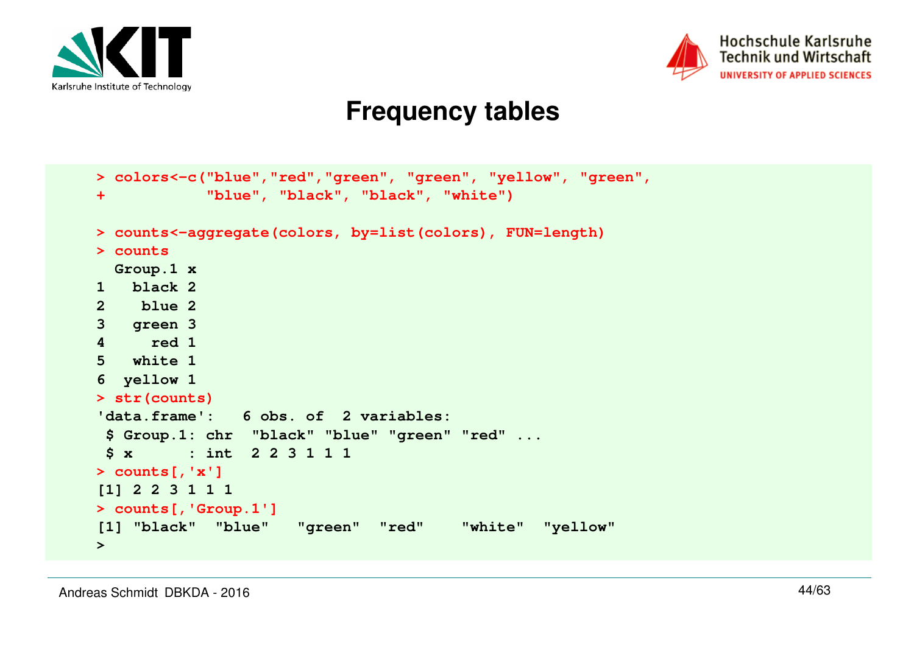# Frequency tables

```
> colors<-c("blue","red","green", "green", "yellow", "green",
+           "blue", "black", "black", "white")

> counts<-aggregate(colors, by=list(colors), FUN=length)
> counts
  Group.1 x
1   black 2
2    blue 2
3   green 3
4     red 1
5   white 1
6  yellow 1
> str(counts)
'data.frame':   6 obs. of  2 variables:
 $ Group.1: chr  "black" "blue" "green" "red" ...
 $ x      : int  2 2 3 1 1 1
> counts[,'x']
[1] 2 2 3 1 1 1
> counts[,'Group.1']
[1] "black"  "blue"   "green"  "red"    "white"  "yellow"
>
```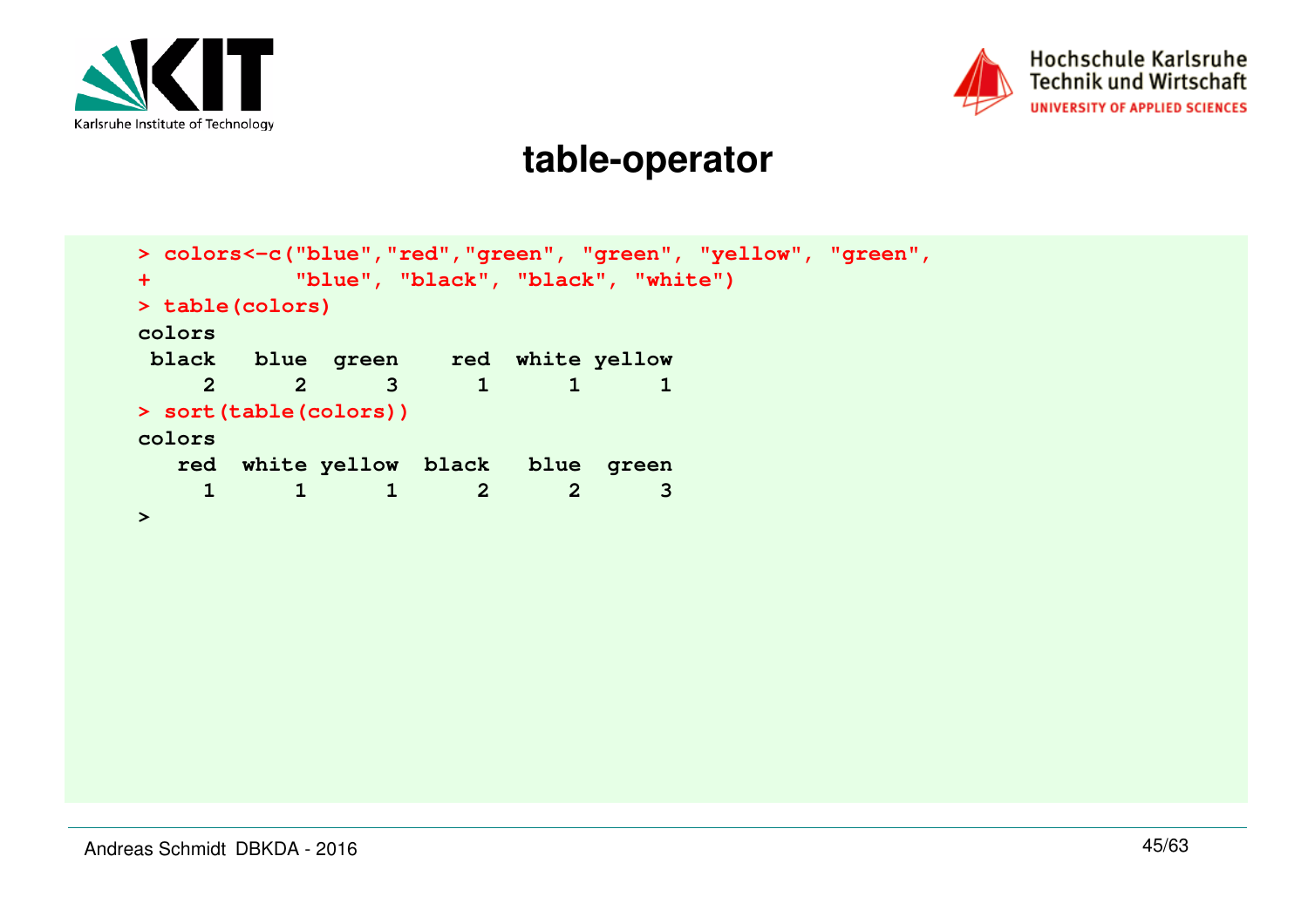# table-operator

```
> colors<-c("blue","red","green", "green", "yellow", "green",
+           "blue", "black", "black", "white")
> table(colors)
colors
 black   blue  green    red  white yellow
     2      2      3      1      1      1
> sort(table(colors))
colors
   red  white yellow  black   blue  green
     1      1      1      2      2      3
>
```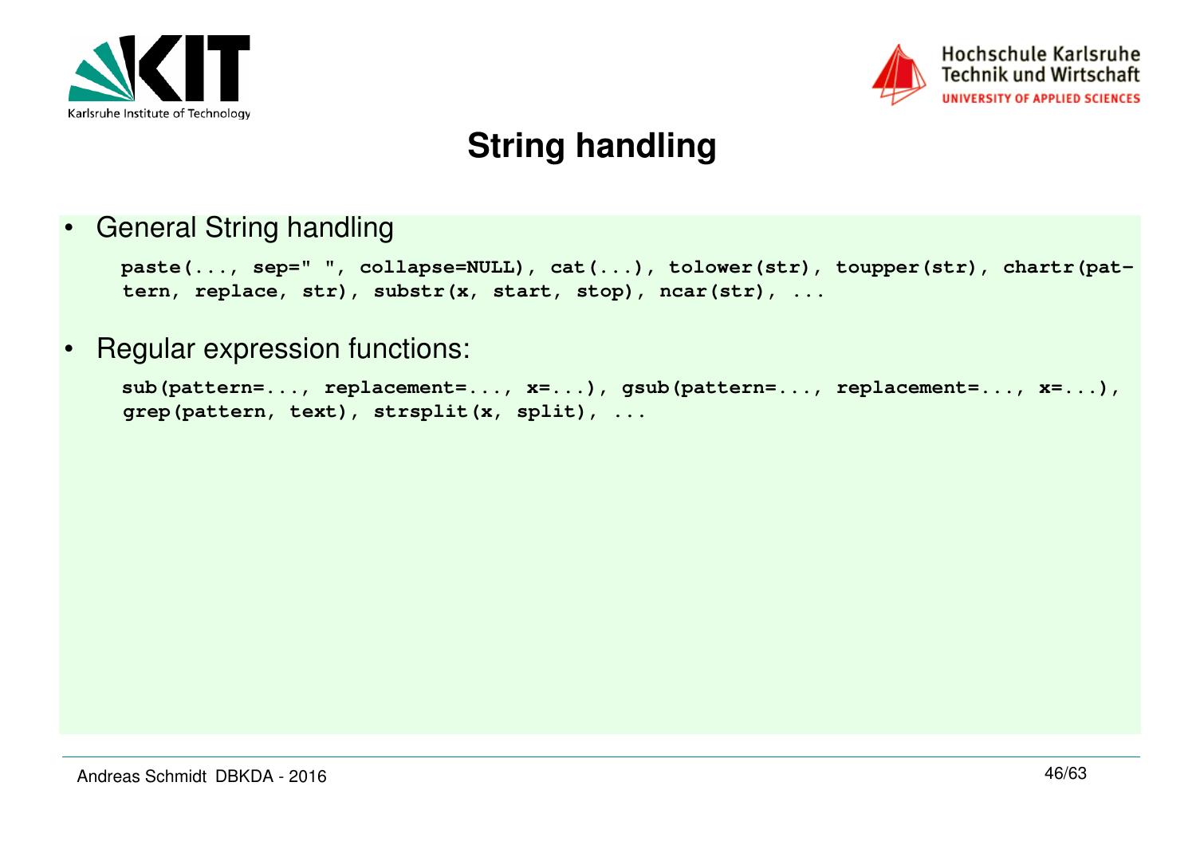# String handling

- General String handling

  `paste(..., sep=" ", collapse=NULL), cat(...), tolower(str), toupper(str), chartr(pattern, replace, str), substr(x, start, stop), ncar(str), ...`

- Regular expression functions:

  `sub(pattern=..., replacement=..., x=...), gsub(pattern=..., replacement=..., x=...), grep(pattern, text), strsplit(x, split), ...`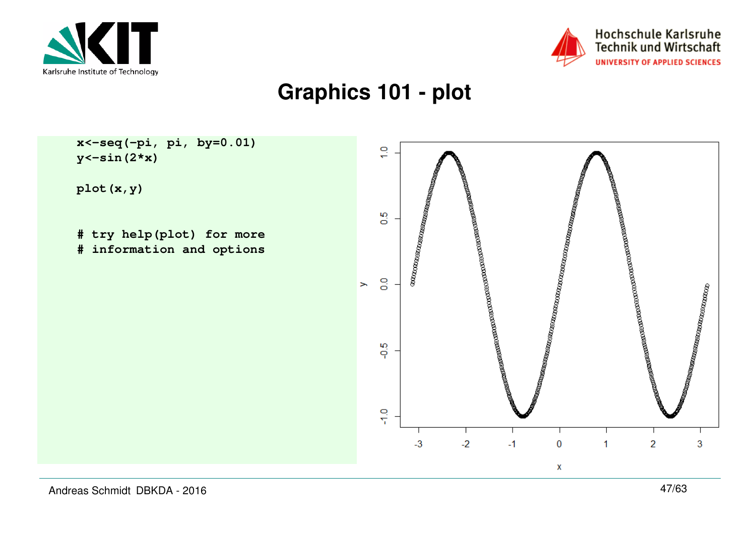# Graphics 101 - plot

```
x<-seq(-pi, pi, by=0.01)
y<-sin(2*x)

plot(x,y)


# try help(plot) for more
# information and options
```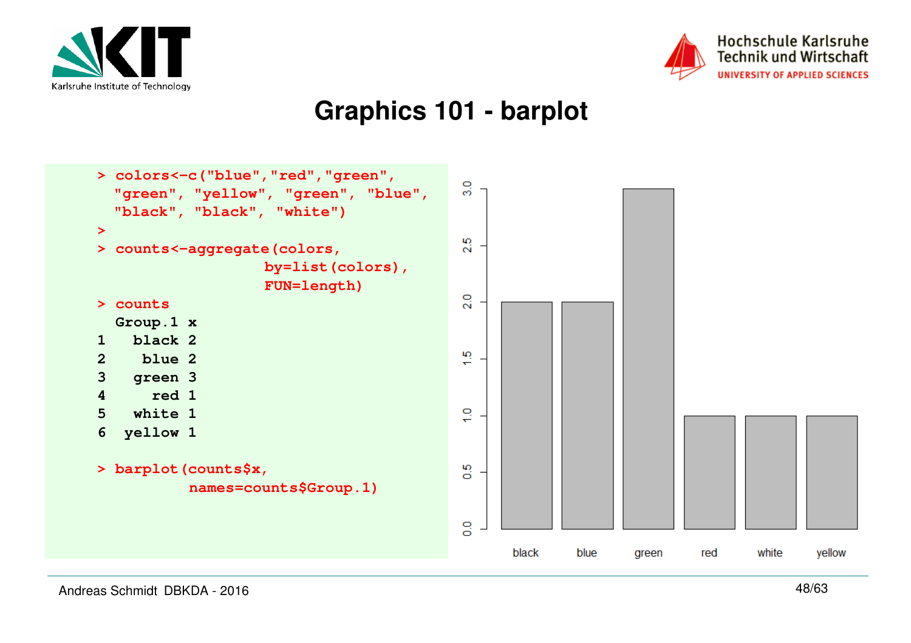# Graphics 101 - barplot

```
> colors<-c("blue","red","green",
  "green", "yellow", "green", "blue",
  "black", "black", "white")
>
> counts<-aggregate(colors,
                   by=list(colors),
                   FUN=length)
> counts
  Group.1 x
1   black 2
2    blue 2
3   green 3
4     red 1
5   white 1
6  yellow 1

> barplot(counts$x,
          names=counts$Group.1)
```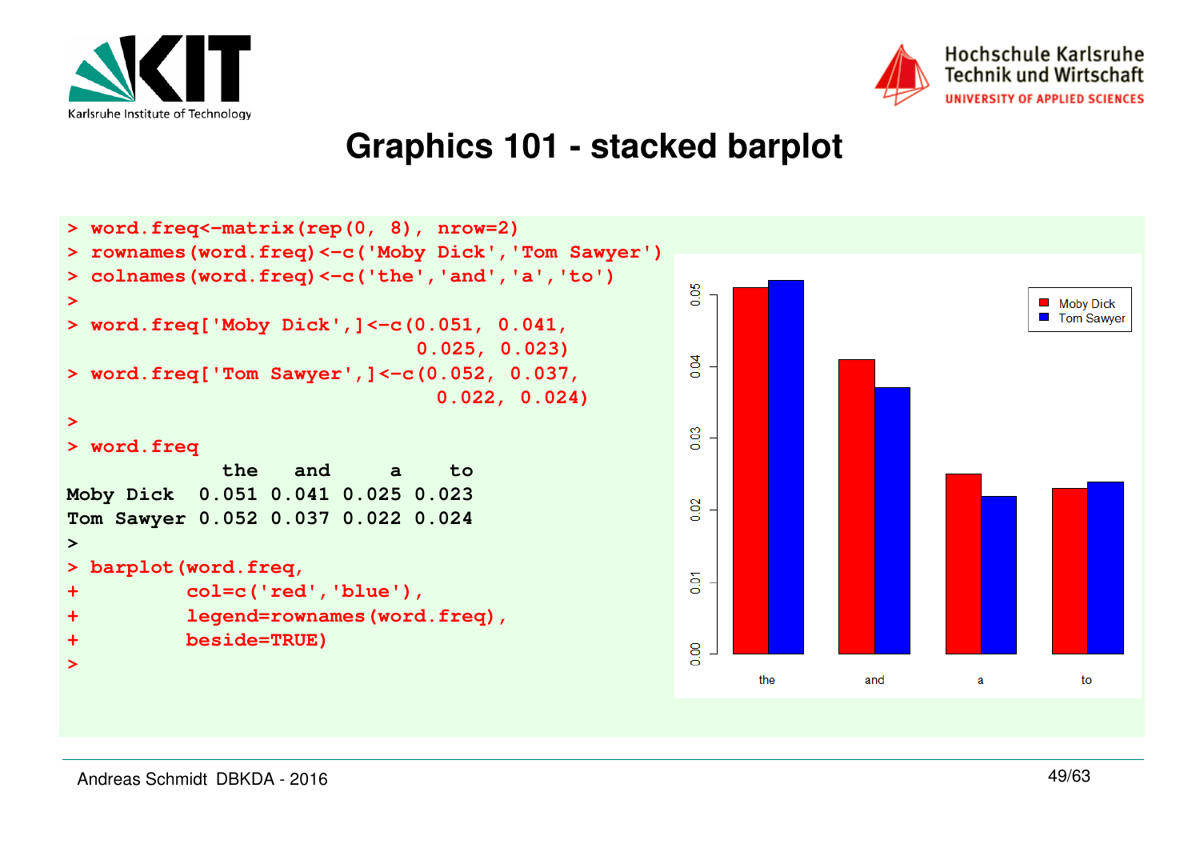# Graphics 101 - stacked barplot

```
> word.freq<-matrix(rep(0, 8), nrow=2)
> rownames(word.freq)<-c('Moby Dick','Tom Sawyer')
> colnames(word.freq)<-c('the','and','a','to')
>
> word.freq['Moby Dick',]<-c(0.051, 0.041,
                             0.025, 0.023)
> word.freq['Tom Sawyer',]<-c(0.052, 0.037,
                              0.022, 0.024)
>
> word.freq
             the   and     a    to
Moby Dick  0.051 0.041 0.025 0.023
Tom Sawyer 0.052 0.037 0.022 0.024
>
> barplot(word.freq,
+         col=c('red','blue'),
+         legend=rownames(word.freq),
+         beside=TRUE)
>
```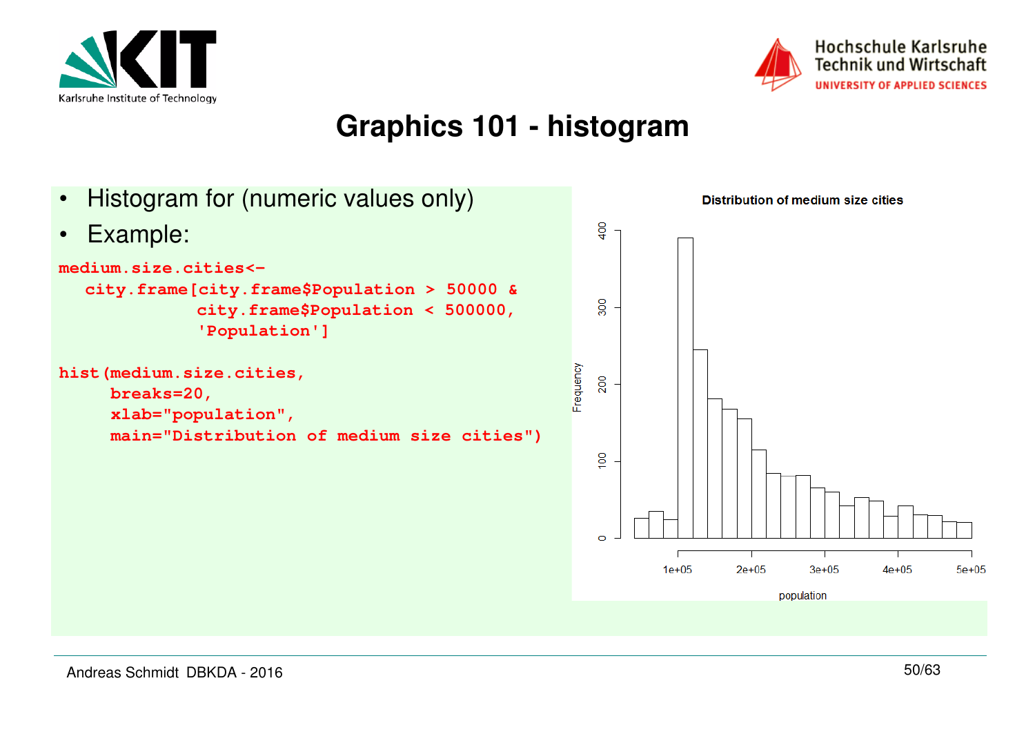# Graphics 101 - histogram

- Histogram for (numeric values only)
- Example:

```
medium.size.cities<-
   city.frame[city.frame$Population > 50000 &
              city.frame$Population < 500000,
              'Population']

hist(medium.size.cities,
     breaks=20,
     xlab="population",
     main="Distribution of medium size cities")
```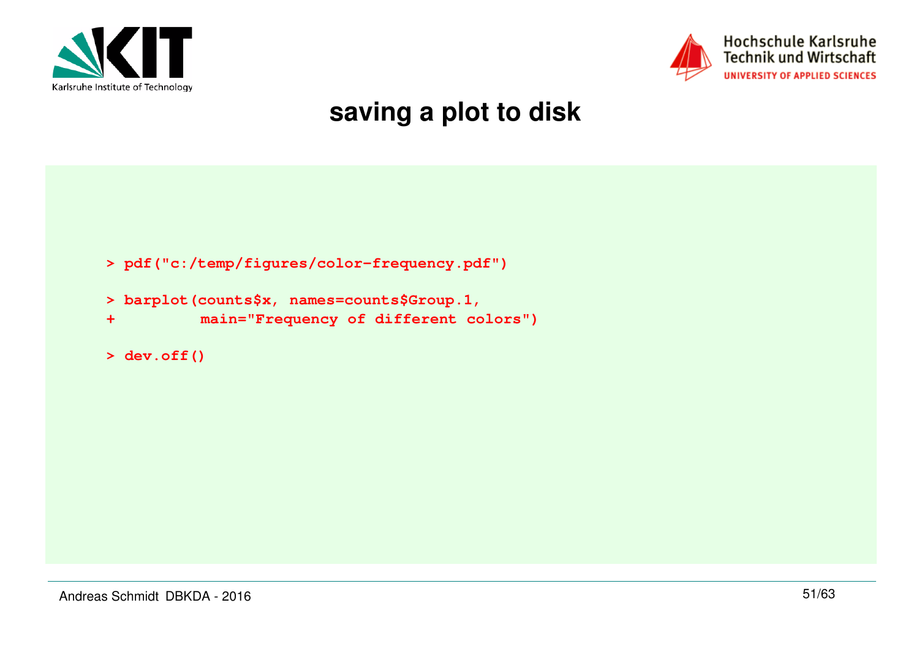# saving a plot to disk

```
> pdf("c:/temp/figures/color-frequency.pdf")

> barplot(counts$x, names=counts$Group.1,
+         main="Frequency of different colors")

> dev.off()
```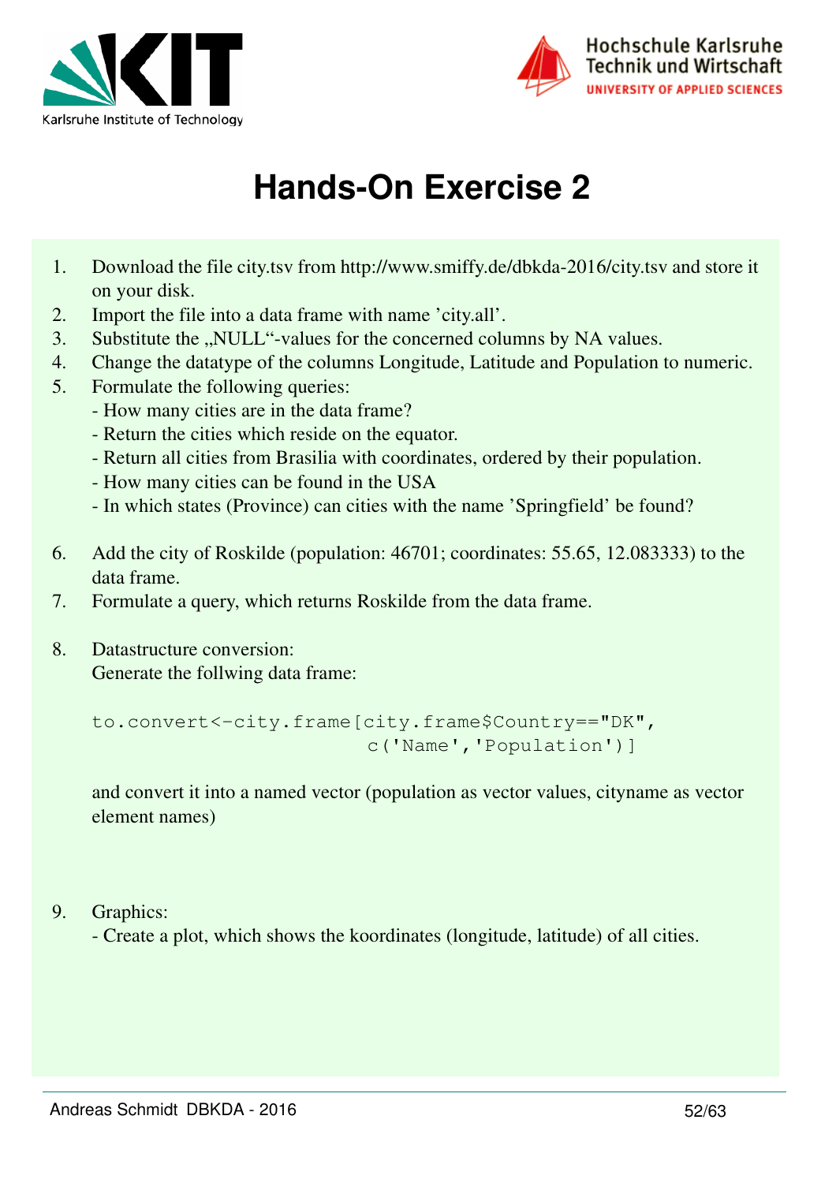# Hands-On Exercise 2

1. Download the file city.tsv from http://www.smiffy.de/dbkda-2016/city.tsv and store it on your disk.
2. Import the file into a data frame with name 'city.all'.
3. Substitute the „NULL"-values for the concerned columns by NA values.
4. Change the datatype of the columns Longitude, Latitude and Population to numeric.
5. Formulate the following queries:
   - How many cities are in the data frame?
   - Return the cities which reside on the equator.
   - Return all cities from Brasilia with coordinates, ordered by their population.
   - How many cities can be found in the USA
   - In which states (Province) can cities with the name 'Springfield' be found?

6. Add the city of Roskilde (population: 46701; coordinates: 55.65, 12.083333) to the data frame.
7. Formulate a query, which returns Roskilde from the data frame.

8. Datastructure conversion:
   Generate the follwing data frame:

   ```
   to.convert<-city.frame[city.frame$Country=="DK",
                          c('Name','Population')]
   ```

   and convert it into a named vector (population as vector values, cityname as vector element names)

9. Graphics:
   - Create a plot, which shows the koordinates (longitude, latitude) of all cities.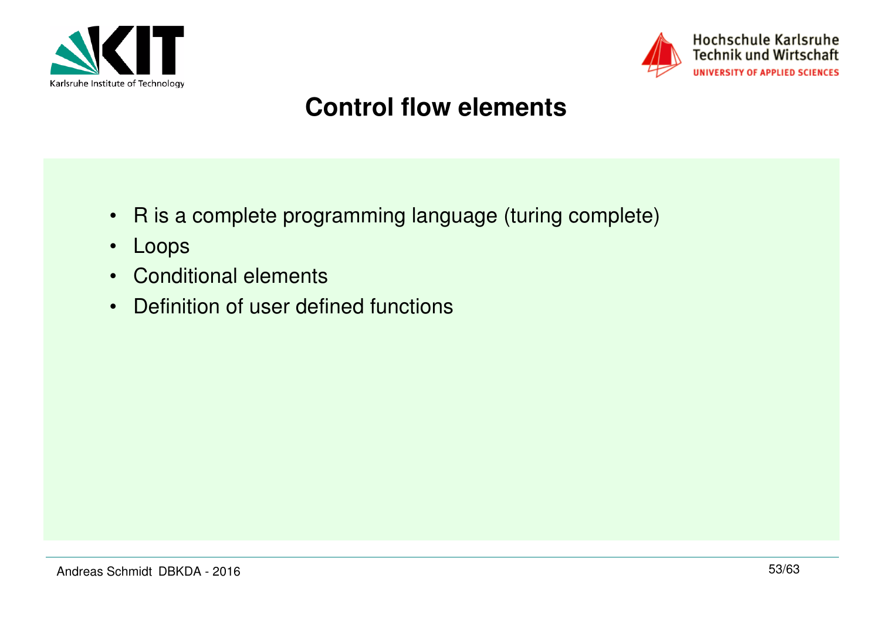# Control flow elements

- R is a complete programming language (turing complete)
- Loops
- Conditional elements
- Definition of user defined functions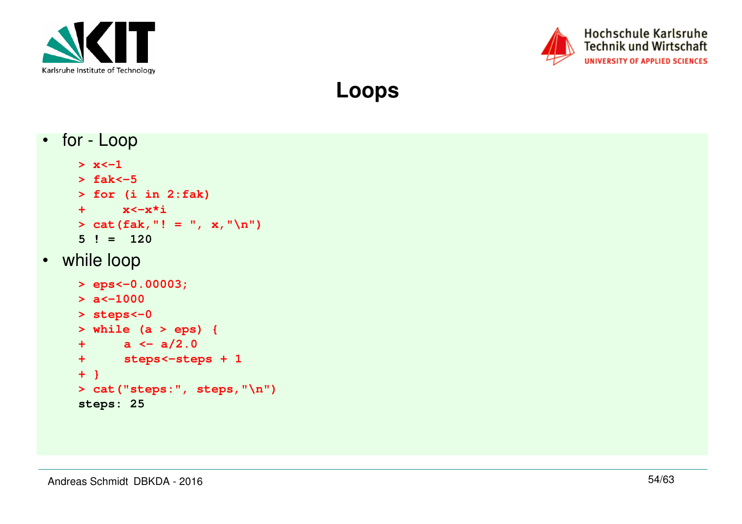# Loops

- for - Loop

```
> x<-1
> fak<-5
> for (i in 2:fak)
+     x<-x*i
> cat(fak,"! = ", x,"\n")
5 ! =  120
```

- while loop

```
> eps<-0.00003;
> a<-1000
> steps<-0
> while (a > eps) {
+     a <- a/2.0
+     steps<-steps + 1
+ }
> cat("steps:", steps,"\n")
steps: 25
```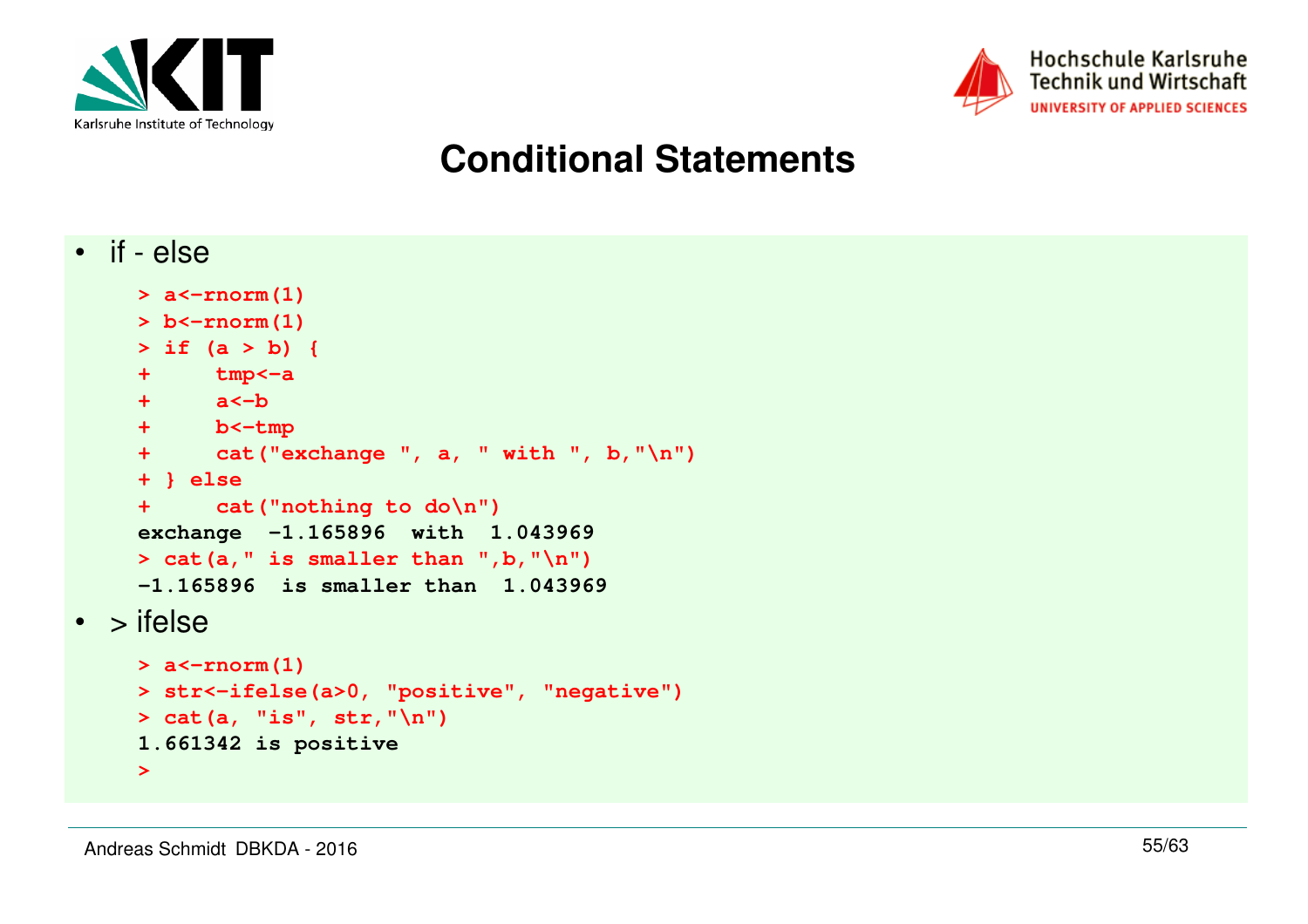# Conditional Statements

- if - else

```
> a<-rnorm(1)
> b<-rnorm(1)
> if (a > b) {
+     tmp<-a
+     a<-b
+     b<-tmp
+     cat("exchange ", a, " with ", b,"\n")
+ } else
+     cat("nothing to do\n")
exchange  -1.165896  with  1.043969
> cat(a," is smaller than ",b,"\n")
-1.165896  is smaller than  1.043969
```

- > ifelse

```
> a<-rnorm(1)
> str<-ifelse(a>0, "positive", "negative")
> cat(a, "is", str,"\n")
1.661342 is positive
>
```

Andreas Schmidt DBKDA - 2016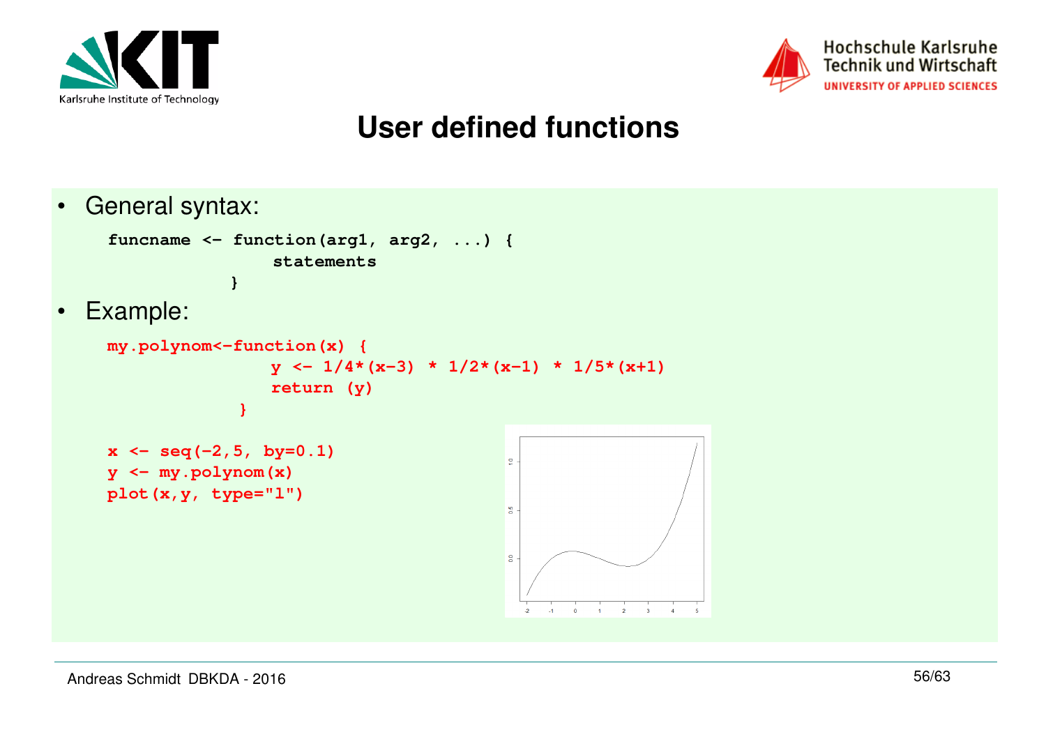# User defined functions

- General syntax:

```
funcname <- function(arg1, arg2, ...) {
                    statements
              }
```

- Example:

```
my.polynom<-function(x) {
                y <- 1/4*(x-3) * 1/2*(x-1) * 1/5*(x+1)
                return (y)
            }

x <- seq(-2,5, by=0.1)
y <- my.polynom(x)
plot(x,y, type="l")
```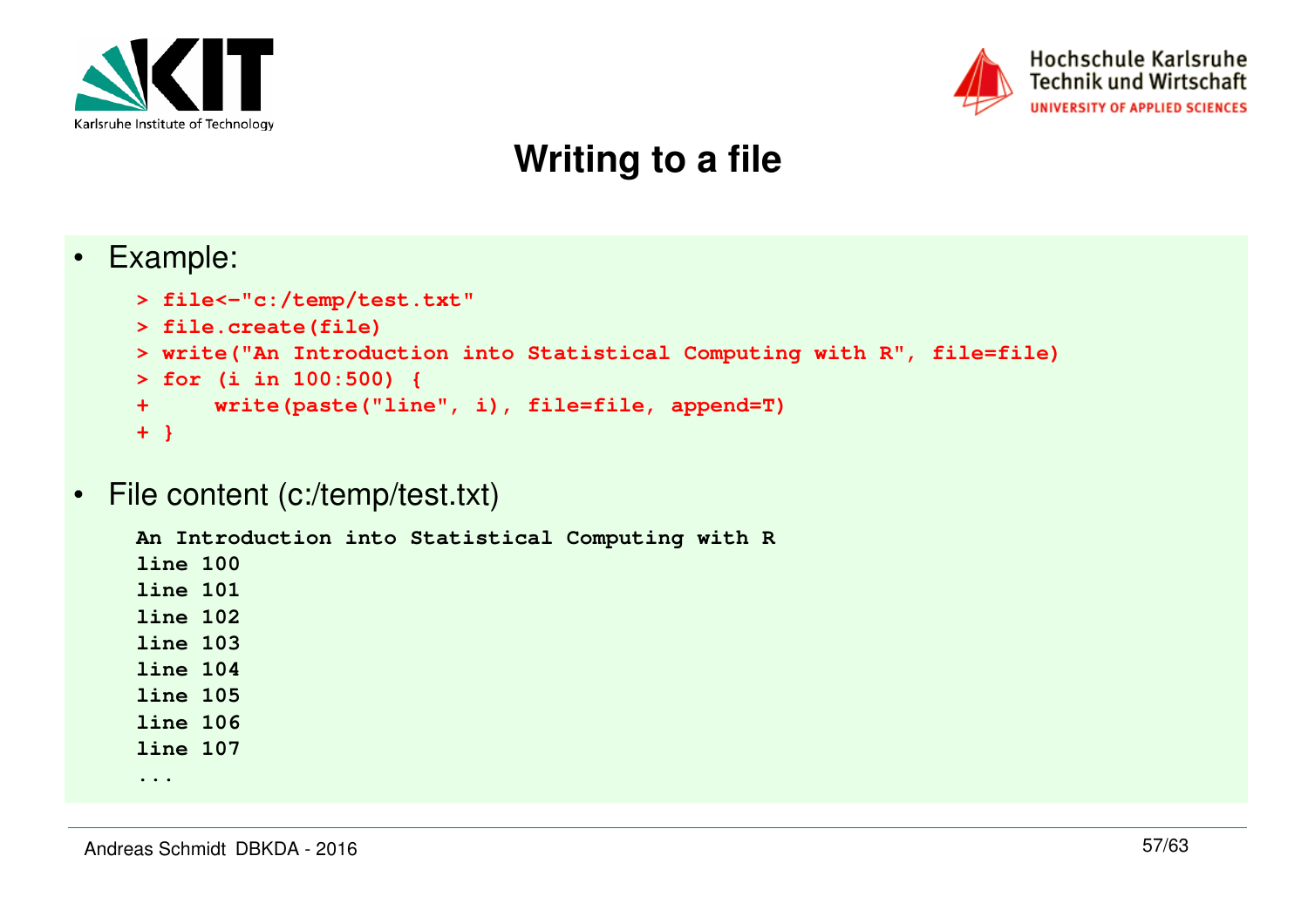# Writing to a file

- Example:

```
> file<-"c:/temp/test.txt"
> file.create(file)
> write("An Introduction into Statistical Computing with R", file=file)
> for (i in 100:500) {
+     write(paste("line", i), file=file, append=T)
+ }
```

- File content (c:/temp/test.txt)

```
An Introduction into Statistical Computing with R
line 100
line 101
line 102
line 103
line 104
line 105
line 106
line 107
...
```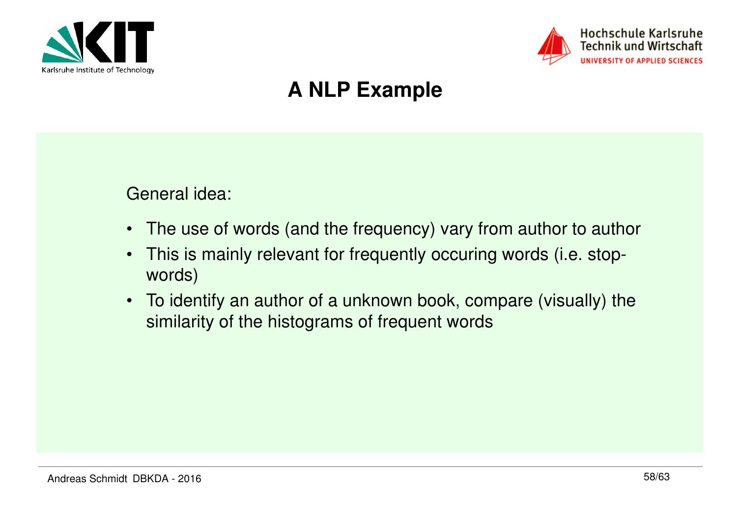# A NLP Example

General idea:

- The use of words (and the frequency) vary from author to author
- This is mainly relevant for frequently occuring words (i.e. stop-words)
- To identify an author of a unknown book, compare (visually) the similarity of the histograms of frequent words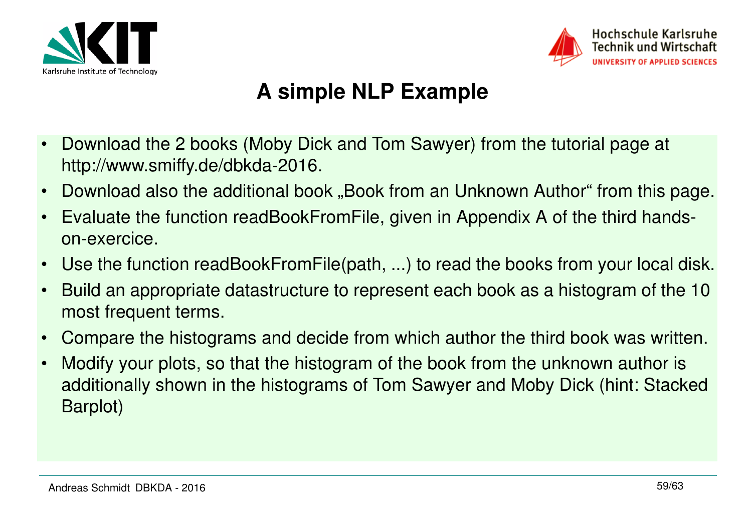# A simple NLP Example

- Download the 2 books (Moby Dick and Tom Sawyer) from the tutorial page at http://www.smiffy.de/dbkda-2016.
- Download also the additional book „Book from an Unknown Author“ from this page.
- Evaluate the function readBookFromFile, given in Appendix A of the third hands-on-exercice.
- Use the function readBookFromFile(path, ...) to read the books from your local disk.
- Build an appropriate datastructure to represent each book as a histogram of the 10 most frequent terms.
- Compare the histograms and decide from which author the third book was written.
- Modify your plots, so that the histogram of the book from the unknown author is additionally shown in the histograms of Tom Sawyer and Moby Dick (hint: Stacked Barplot)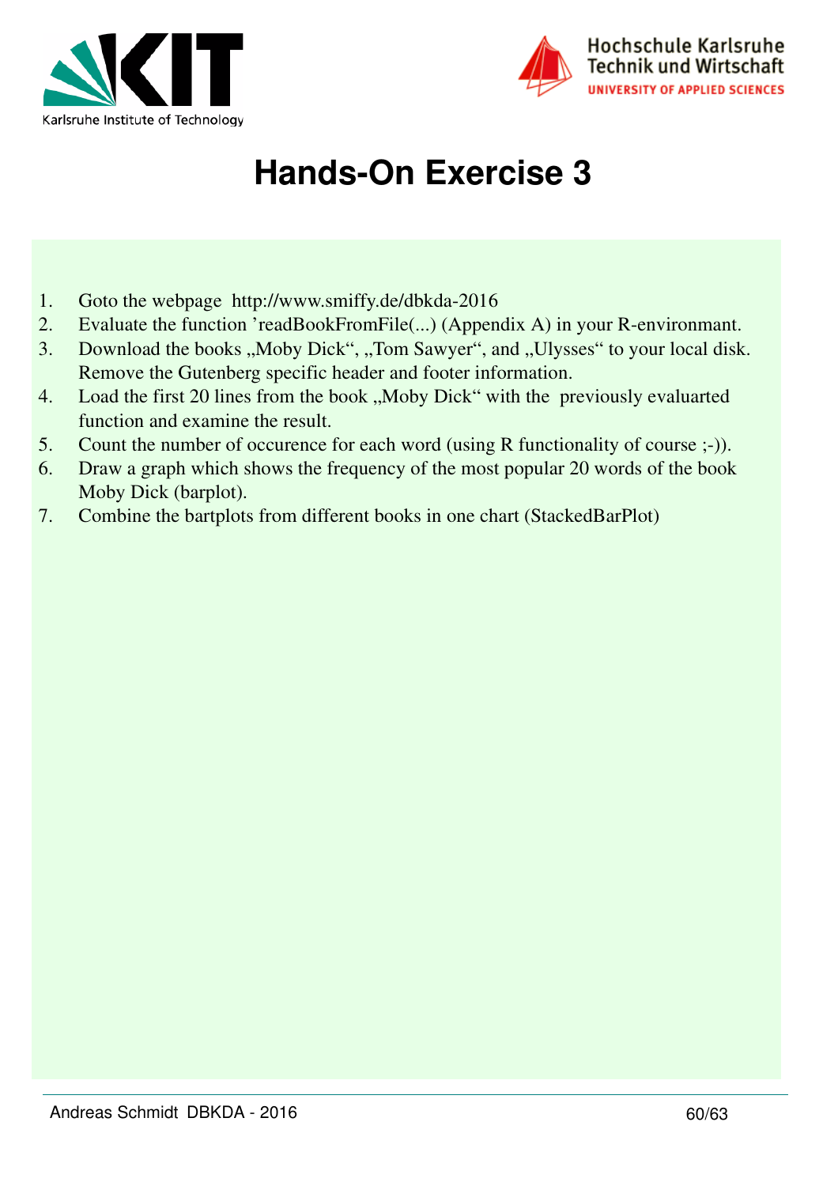# Hands-On Exercise 3

1. Goto the webpage http://www.smiffy.de/dbkda-2016
2. Evaluate the function 'readBookFromFile(...) (Appendix A) in your R-environmant.
3. Download the books „Moby Dick“, „Tom Sawyer“, and „Ulysses“ to your local disk. Remove the Gutenberg specific header and footer information.
4. Load the first 20 lines from the book „Moby Dick“ with the previously evaluarted function and examine the result.
5. Count the number of occurence for each word (using R functionality of course ;-)).
6. Draw a graph which shows the frequency of the most popular 20 words of the book Moby Dick (barplot).
7. Combine the bartplots from different books in one chart (StackedBarPlot)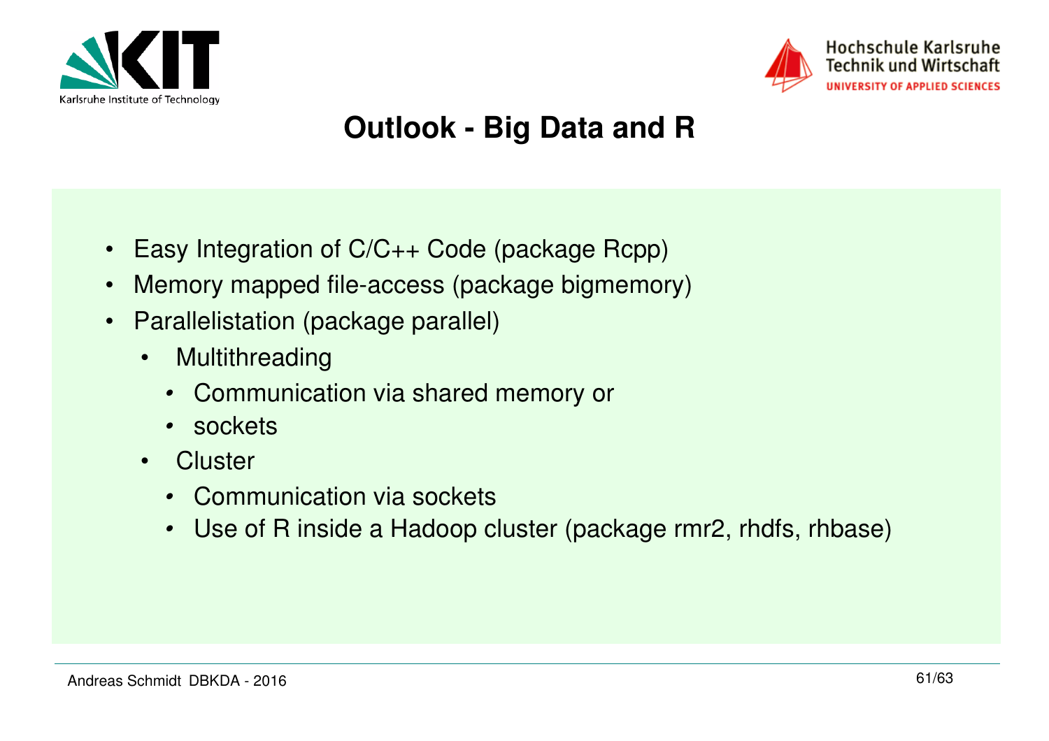# Outlook - Big Data and R

- Easy Integration of C/C++ Code (package Rcpp)
- Memory mapped file-access (package bigmemory)
- Parallelistation (package parallel)
  - Multithreading
    - Communication via shared memory or
    - sockets
  - Cluster
    - Communication via sockets
    - Use of R inside a Hadoop cluster (package rmr2, rhdfs, rhbase)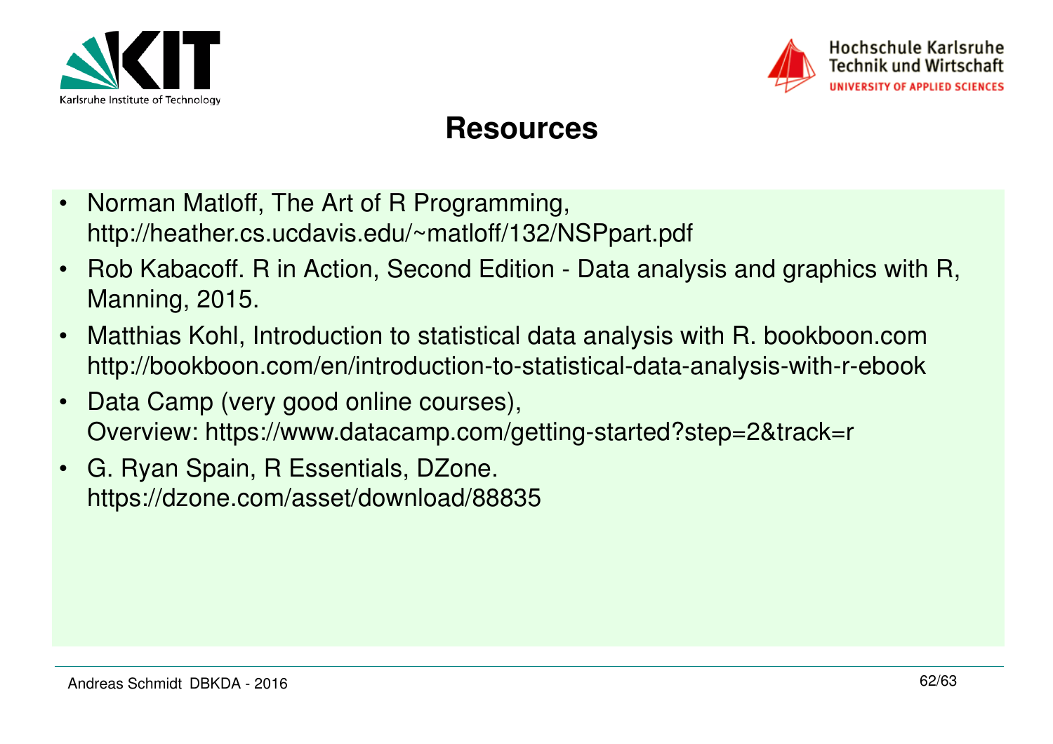# Resources

- Norman Matloff, The Art of R Programming, http://heather.cs.ucdavis.edu/~matloff/132/NSPpart.pdf
- Rob Kabacoff. R in Action, Second Edition - Data analysis and graphics with R, Manning, 2015.
- Matthias Kohl, Introduction to statistical data analysis with R. bookboon.com http://bookboon.com/en/introduction-to-statistical-data-analysis-with-r-ebook
- Data Camp (very good online courses), Overview: https://www.datacamp.com/getting-started?step=2&track=r
- G. Ryan Spain, R Essentials, DZone. https://dzone.com/asset/download/88835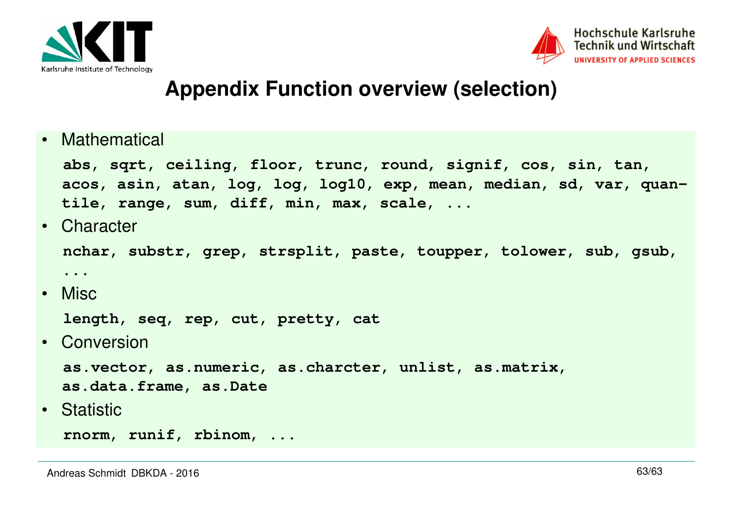# Appendix Function overview (selection)

- Mathematical

  **abs, sqrt, ceiling, floor, trunc, round, signif, cos, sin, tan, acos, asin, atan, log, log, log10, exp, mean, median, sd, var, quantile, range, sum, diff, min, max, scale, ...**

- Character

  **nchar, substr, grep, strsplit, paste, toupper, tolower, sub, gsub, ...**

- Misc

  **length, seq, rep, cut, pretty, cat**

- Conversion

  **as.vector, as.numeric, as.charcter, unlist, as.matrix, as.data.frame, as.Date**

- Statistic

  **rnorm, runif, rbinom, ...**